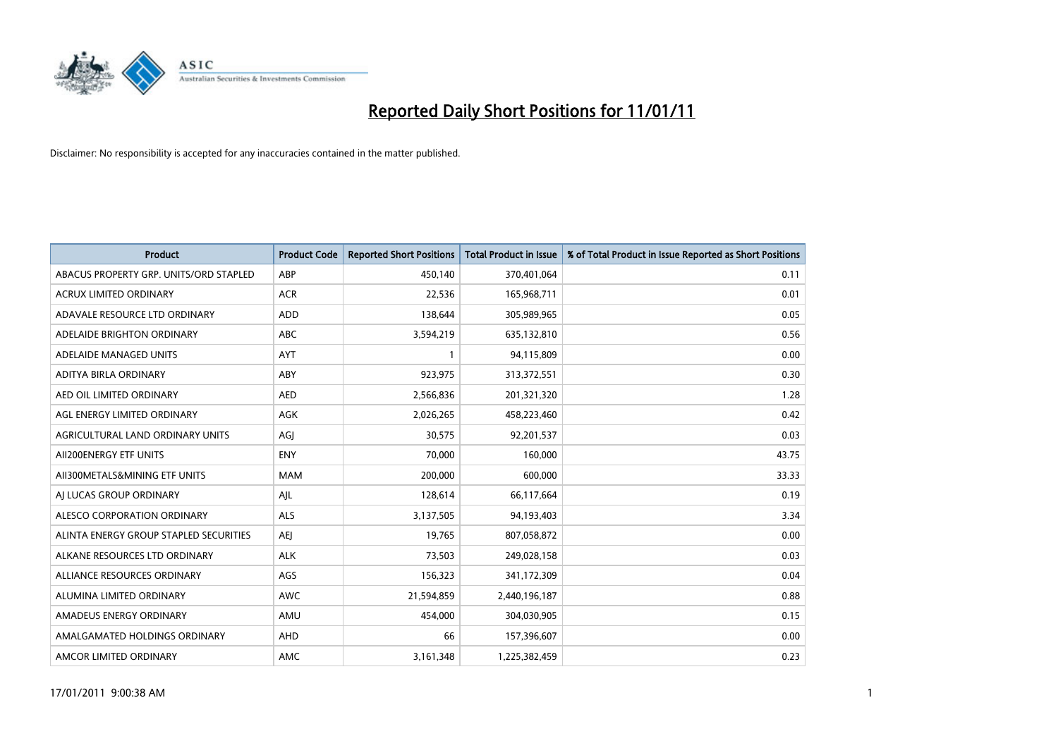# Reported Daily Short Positions for 11/01/11

Disclaimer: No responsibility is accepted for any inaccuracies contained in the matter published.

| Product | Product Code | Reported Short Positions | Total Product in Issue | % of Total Product in Issue Reported as Short Positions |
|---|---|---|---|---|
| ABACUS PROPERTY GRP. UNITS/ORD STAPLED | ABP | 450,140 | 370,401,064 | 0.11 |
| ACRUX LIMITED ORDINARY | ACR | 22,536 | 165,968,711 | 0.01 |
| ADAVALE RESOURCE LTD ORDINARY | ADD | 138,644 | 305,989,965 | 0.05 |
| ADELAIDE BRIGHTON ORDINARY | ABC | 3,594,219 | 635,132,810 | 0.56 |
| ADELAIDE MANAGED UNITS | AYT | 1 | 94,115,809 | 0.00 |
| ADITYA BIRLA ORDINARY | ABY | 923,975 | 313,372,551 | 0.30 |
| AED OIL LIMITED ORDINARY | AED | 2,566,836 | 201,321,320 | 1.28 |
| AGL ENERGY LIMITED ORDINARY | AGK | 2,026,265 | 458,223,460 | 0.42 |
| AGRICULTURAL LAND ORDINARY UNITS | AGJ | 30,575 | 92,201,537 | 0.03 |
| AII200ENERGY ETF UNITS | ENY | 70,000 | 160,000 | 43.75 |
| AII300METALS&MINING ETF UNITS | MAM | 200,000 | 600,000 | 33.33 |
| AJ LUCAS GROUP ORDINARY | AJL | 128,614 | 66,117,664 | 0.19 |
| ALESCO CORPORATION ORDINARY | ALS | 3,137,505 | 94,193,403 | 3.34 |
| ALINTA ENERGY GROUP STAPLED SECURITIES | AEJ | 19,765 | 807,058,872 | 0.00 |
| ALKANE RESOURCES LTD ORDINARY | ALK | 73,503 | 249,028,158 | 0.03 |
| ALLIANCE RESOURCES ORDINARY | AGS | 156,323 | 341,172,309 | 0.04 |
| ALUMINA LIMITED ORDINARY | AWC | 21,594,859 | 2,440,196,187 | 0.88 |
| AMADEUS ENERGY ORDINARY | AMU | 454,000 | 304,030,905 | 0.15 |
| AMALGAMATED HOLDINGS ORDINARY | AHD | 66 | 157,396,607 | 0.00 |
| AMCOR LIMITED ORDINARY | AMC | 3,161,348 | 1,225,382,459 | 0.23 |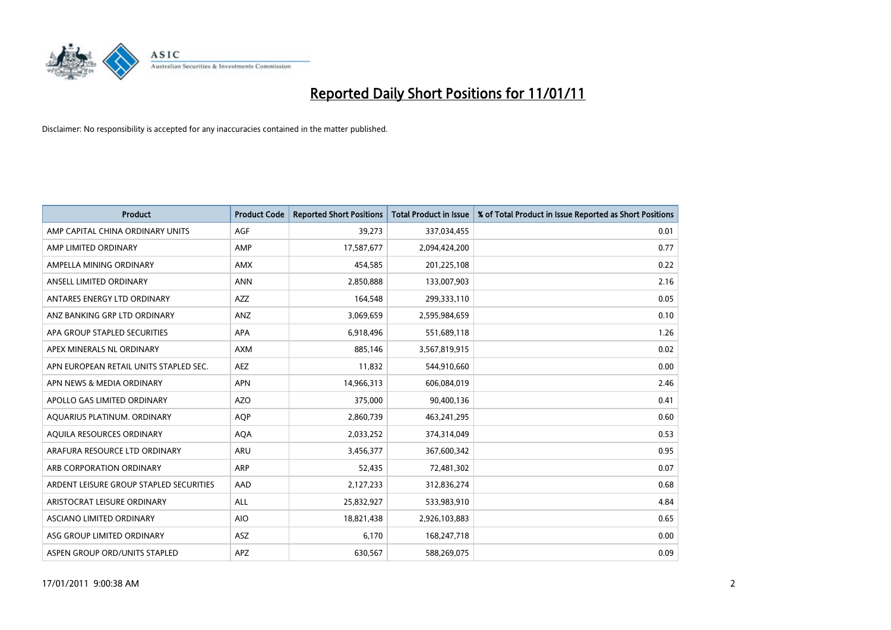# Reported Daily Short Positions for 11/01/11

Disclaimer: No responsibility is accepted for any inaccuracies contained in the matter published.

| Product | Product Code | Reported Short Positions | Total Product in Issue | % of Total Product in Issue Reported as Short Positions |
|---|---|---|---|---|
| AMP CAPITAL CHINA ORDINARY UNITS | AGF | 39,273 | 337,034,455 | 0.01 |
| AMP LIMITED ORDINARY | AMP | 17,587,677 | 2,094,424,200 | 0.77 |
| AMPELLA MINING ORDINARY | AMX | 454,585 | 201,225,108 | 0.22 |
| ANSELL LIMITED ORDINARY | ANN | 2,850,888 | 133,007,903 | 2.16 |
| ANTARES ENERGY LTD ORDINARY | AZZ | 164,548 | 299,333,110 | 0.05 |
| ANZ BANKING GRP LTD ORDINARY | ANZ | 3,069,659 | 2,595,984,659 | 0.10 |
| APA GROUP STAPLED SECURITIES | APA | 6,918,496 | 551,689,118 | 1.26 |
| APEX MINERALS NL ORDINARY | AXM | 885,146 | 3,567,819,915 | 0.02 |
| APN EUROPEAN RETAIL UNITS STAPLED SEC. | AEZ | 11,832 | 544,910,660 | 0.00 |
| APN NEWS & MEDIA ORDINARY | APN | 14,966,313 | 606,084,019 | 2.46 |
| APOLLO GAS LIMITED ORDINARY | AZO | 375,000 | 90,400,136 | 0.41 |
| AQUARIUS PLATINUM. ORDINARY | AQP | 2,860,739 | 463,241,295 | 0.60 |
| AQUILA RESOURCES ORDINARY | AQA | 2,033,252 | 374,314,049 | 0.53 |
| ARAFURA RESOURCE LTD ORDINARY | ARU | 3,456,377 | 367,600,342 | 0.95 |
| ARB CORPORATION ORDINARY | ARP | 52,435 | 72,481,302 | 0.07 |
| ARDENT LEISURE GROUP STAPLED SECURITIES | AAD | 2,127,233 | 312,836,274 | 0.68 |
| ARISTOCRAT LEISURE ORDINARY | ALL | 25,832,927 | 533,983,910 | 4.84 |
| ASCIANO LIMITED ORDINARY | AIO | 18,821,438 | 2,926,103,883 | 0.65 |
| ASG GROUP LIMITED ORDINARY | ASZ | 6,170 | 168,247,718 | 0.00 |
| ASPEN GROUP ORD/UNITS STAPLED | APZ | 630,567 | 588,269,075 | 0.09 |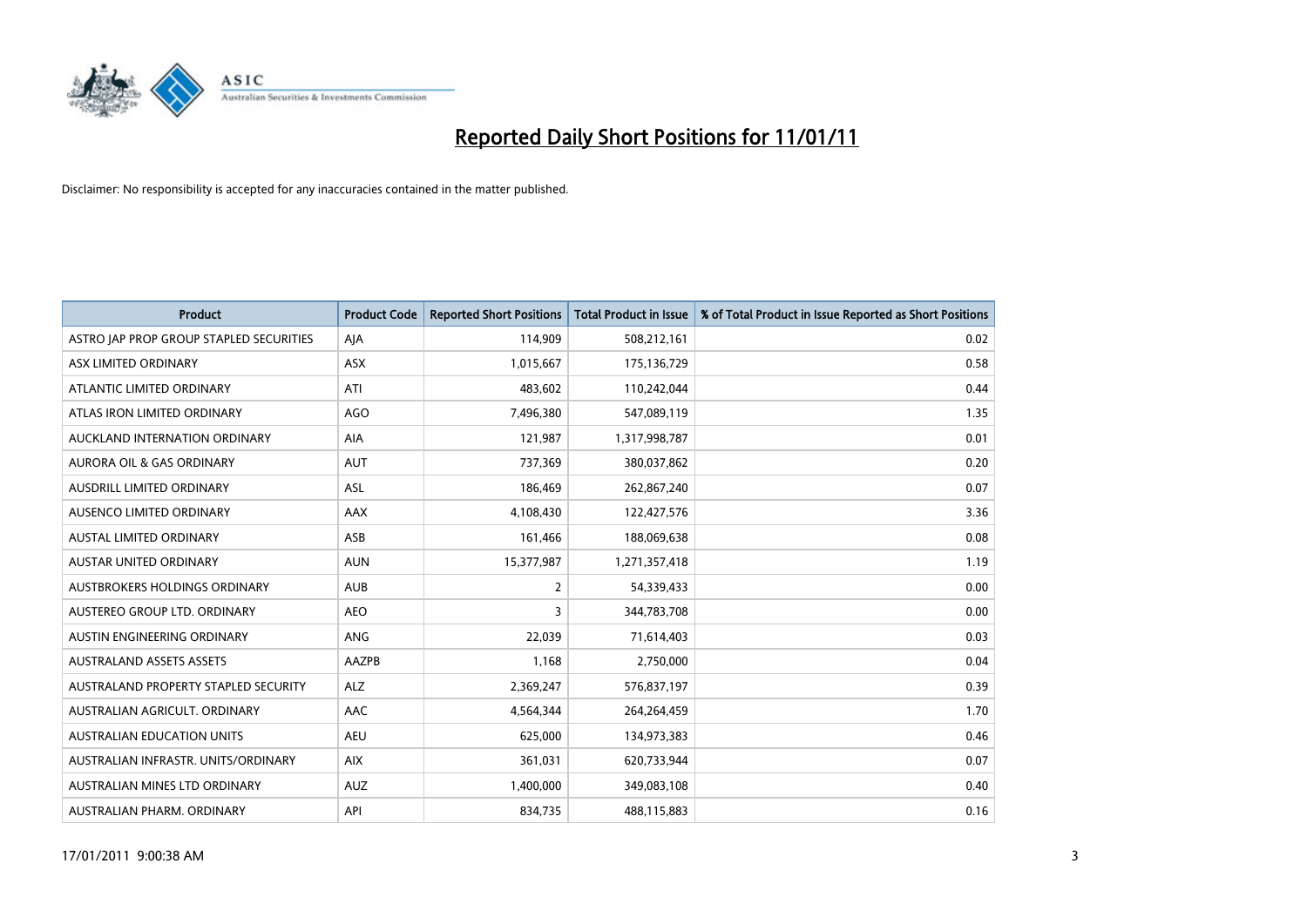# Reported Daily Short Positions for 11/01/11

Disclaimer: No responsibility is accepted for any inaccuracies contained in the matter published.

| Product | Product Code | Reported Short Positions | Total Product in Issue | % of Total Product in Issue Reported as Short Positions |
|---|---|---|---|---|
| ASTRO JAP PROP GROUP STAPLED SECURITIES | AJA | 114,909 | 508,212,161 | 0.02 |
| ASX LIMITED ORDINARY | ASX | 1,015,667 | 175,136,729 | 0.58 |
| ATLANTIC LIMITED ORDINARY | ATI | 483,602 | 110,242,044 | 0.44 |
| ATLAS IRON LIMITED ORDINARY | AGO | 7,496,380 | 547,089,119 | 1.35 |
| AUCKLAND INTERNATION ORDINARY | AIA | 121,987 | 1,317,998,787 | 0.01 |
| AURORA OIL & GAS ORDINARY | AUT | 737,369 | 380,037,862 | 0.20 |
| AUSDRILL LIMITED ORDINARY | ASL | 186,469 | 262,867,240 | 0.07 |
| AUSENCO LIMITED ORDINARY | AAX | 4,108,430 | 122,427,576 | 3.36 |
| AUSTAL LIMITED ORDINARY | ASB | 161,466 | 188,069,638 | 0.08 |
| AUSTAR UNITED ORDINARY | AUN | 15,377,987 | 1,271,357,418 | 1.19 |
| AUSTBROKERS HOLDINGS ORDINARY | AUB | 2 | 54,339,433 | 0.00 |
| AUSTEREO GROUP LTD. ORDINARY | AEO | 3 | 344,783,708 | 0.00 |
| AUSTIN ENGINEERING ORDINARY | ANG | 22,039 | 71,614,403 | 0.03 |
| AUSTRALAND ASSETS ASSETS | AAZPB | 1,168 | 2,750,000 | 0.04 |
| AUSTRALAND PROPERTY STAPLED SECURITY | ALZ | 2,369,247 | 576,837,197 | 0.39 |
| AUSTRALIAN AGRICULT. ORDINARY | AAC | 4,564,344 | 264,264,459 | 1.70 |
| AUSTRALIAN EDUCATION UNITS | AEU | 625,000 | 134,973,383 | 0.46 |
| AUSTRALIAN INFRASTR. UNITS/ORDINARY | AIX | 361,031 | 620,733,944 | 0.07 |
| AUSTRALIAN MINES LTD ORDINARY | AUZ | 1,400,000 | 349,083,108 | 0.40 |
| AUSTRALIAN PHARM. ORDINARY | API | 834,735 | 488,115,883 | 0.16 |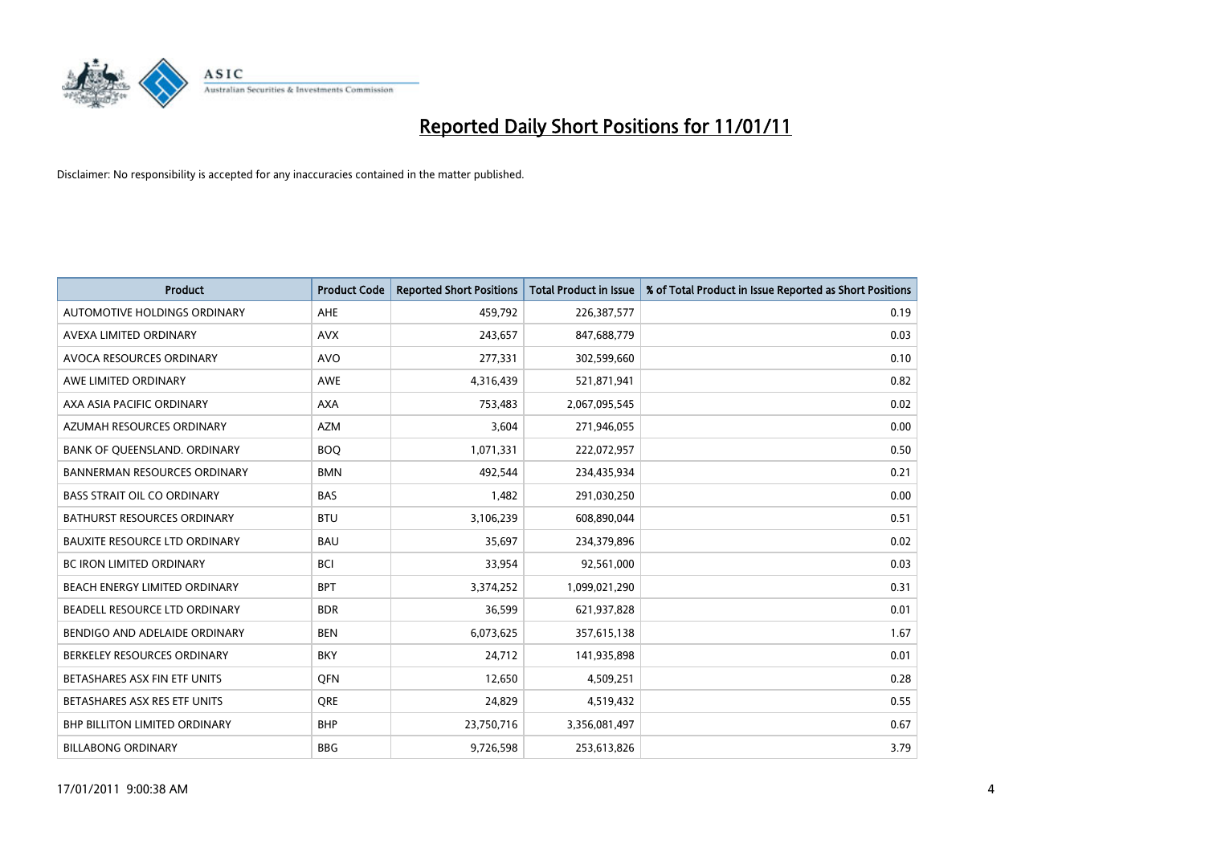# Reported Daily Short Positions for 11/01/11

Disclaimer: No responsibility is accepted for any inaccuracies contained in the matter published.

| Product | Product Code | Reported Short Positions | Total Product in Issue | % of Total Product in Issue Reported as Short Positions |
|---|---|---|---|---|
| AUTOMOTIVE HOLDINGS ORDINARY | AHE | 459,792 | 226,387,577 | 0.19 |
| AVEXA LIMITED ORDINARY | AVX | 243,657 | 847,688,779 | 0.03 |
| AVOCA RESOURCES ORDINARY | AVO | 277,331 | 302,599,660 | 0.10 |
| AWE LIMITED ORDINARY | AWE | 4,316,439 | 521,871,941 | 0.82 |
| AXA ASIA PACIFIC ORDINARY | AXA | 753,483 | 2,067,095,545 | 0.02 |
| AZUMAH RESOURCES ORDINARY | AZM | 3,604 | 271,946,055 | 0.00 |
| BANK OF QUEENSLAND. ORDINARY | BOQ | 1,071,331 | 222,072,957 | 0.50 |
| BANNERMAN RESOURCES ORDINARY | BMN | 492,544 | 234,435,934 | 0.21 |
| BASS STRAIT OIL CO ORDINARY | BAS | 1,482 | 291,030,250 | 0.00 |
| BATHURST RESOURCES ORDINARY | BTU | 3,106,239 | 608,890,044 | 0.51 |
| BAUXITE RESOURCE LTD ORDINARY | BAU | 35,697 | 234,379,896 | 0.02 |
| BC IRON LIMITED ORDINARY | BCI | 33,954 | 92,561,000 | 0.03 |
| BEACH ENERGY LIMITED ORDINARY | BPT | 3,374,252 | 1,099,021,290 | 0.31 |
| BEADELL RESOURCE LTD ORDINARY | BDR | 36,599 | 621,937,828 | 0.01 |
| BENDIGO AND ADELAIDE ORDINARY | BEN | 6,073,625 | 357,615,138 | 1.67 |
| BERKELEY RESOURCES ORDINARY | BKY | 24,712 | 141,935,898 | 0.01 |
| BETASHARES ASX FIN ETF UNITS | QFN | 12,650 | 4,509,251 | 0.28 |
| BETASHARES ASX RES ETF UNITS | QRE | 24,829 | 4,519,432 | 0.55 |
| BHP BILLITON LIMITED ORDINARY | BHP | 23,750,716 | 3,356,081,497 | 0.67 |
| BILLABONG ORDINARY | BBG | 9,726,598 | 253,613,826 | 3.79 |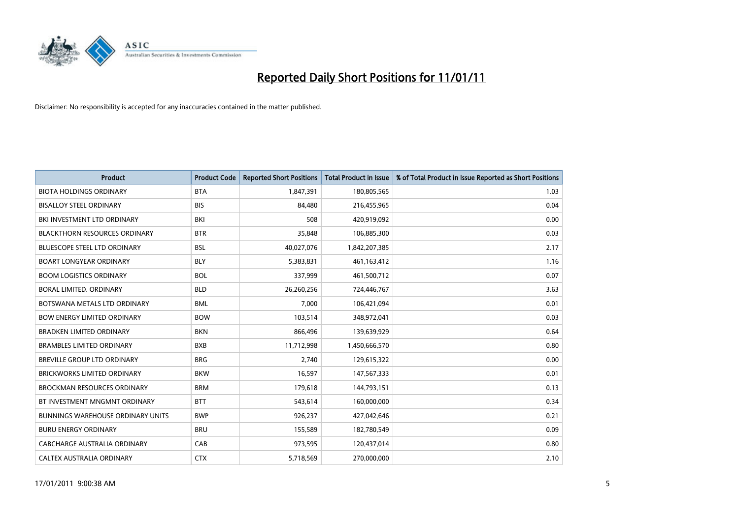# Reported Daily Short Positions for 11/01/11

Disclaimer: No responsibility is accepted for any inaccuracies contained in the matter published.

| Product | Product Code | Reported Short Positions | Total Product in Issue | % of Total Product in Issue Reported as Short Positions |
|---|---|---|---|---|
| BIOTA HOLDINGS ORDINARY | BTA | 1,847,391 | 180,805,565 | 1.03 |
| BISALLOY STEEL ORDINARY | BIS | 84,480 | 216,455,965 | 0.04 |
| BKI INVESTMENT LTD ORDINARY | BKI | 508 | 420,919,092 | 0.00 |
| BLACKTHORN RESOURCES ORDINARY | BTR | 35,848 | 106,885,300 | 0.03 |
| BLUESCOPE STEEL LTD ORDINARY | BSL | 40,027,076 | 1,842,207,385 | 2.17 |
| BOART LONGYEAR ORDINARY | BLY | 5,383,831 | 461,163,412 | 1.16 |
| BOOM LOGISTICS ORDINARY | BOL | 337,999 | 461,500,712 | 0.07 |
| BORAL LIMITED. ORDINARY | BLD | 26,260,256 | 724,446,767 | 3.63 |
| BOTSWANA METALS LTD ORDINARY | BML | 7,000 | 106,421,094 | 0.01 |
| BOW ENERGY LIMITED ORDINARY | BOW | 103,514 | 348,972,041 | 0.03 |
| BRADKEN LIMITED ORDINARY | BKN | 866,496 | 139,639,929 | 0.64 |
| BRAMBLES LIMITED ORDINARY | BXB | 11,712,998 | 1,450,666,570 | 0.80 |
| BREVILLE GROUP LTD ORDINARY | BRG | 2,740 | 129,615,322 | 0.00 |
| BRICKWORKS LIMITED ORDINARY | BKW | 16,597 | 147,567,333 | 0.01 |
| BROCKMAN RESOURCES ORDINARY | BRM | 179,618 | 144,793,151 | 0.13 |
| BT INVESTMENT MNGMNT ORDINARY | BTT | 543,614 | 160,000,000 | 0.34 |
| BUNNINGS WAREHOUSE ORDINARY UNITS | BWP | 926,237 | 427,042,646 | 0.21 |
| BURU ENERGY ORDINARY | BRU | 155,589 | 182,780,549 | 0.09 |
| CABCHARGE AUSTRALIA ORDINARY | CAB | 973,595 | 120,437,014 | 0.80 |
| CALTEX AUSTRALIA ORDINARY | CTX | 5,718,569 | 270,000,000 | 2.10 |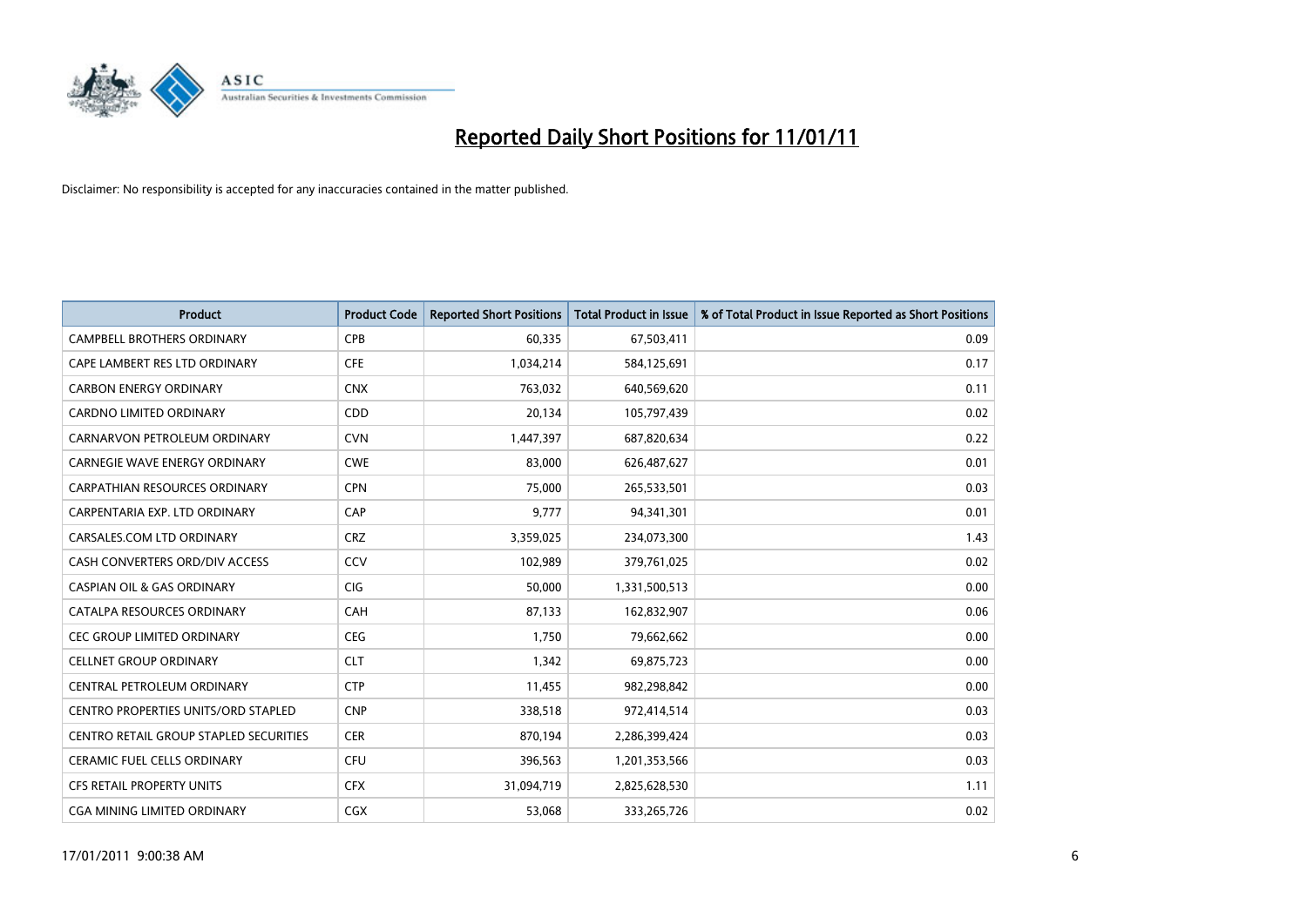# Reported Daily Short Positions for 11/01/11

Disclaimer: No responsibility is accepted for any inaccuracies contained in the matter published.

| Product | Product Code | Reported Short Positions | Total Product in Issue | % of Total Product in Issue Reported as Short Positions |
| --- | --- | --- | --- | --- |
| CAMPBELL BROTHERS ORDINARY | CPB | 60,335 | 67,503,411 | 0.09 |
| CAPE LAMBERT RES LTD ORDINARY | CFE | 1,034,214 | 584,125,691 | 0.17 |
| CARBON ENERGY ORDINARY | CNX | 763,032 | 640,569,620 | 0.11 |
| CARDNO LIMITED ORDINARY | CDD | 20,134 | 105,797,439 | 0.02 |
| CARNARVON PETROLEUM ORDINARY | CVN | 1,447,397 | 687,820,634 | 0.22 |
| CARNEGIE WAVE ENERGY ORDINARY | CWE | 83,000 | 626,487,627 | 0.01 |
| CARPATHIAN RESOURCES ORDINARY | CPN | 75,000 | 265,533,501 | 0.03 |
| CARPENTARIA EXP. LTD ORDINARY | CAP | 9,777 | 94,341,301 | 0.01 |
| CARSALES.COM LTD ORDINARY | CRZ | 3,359,025 | 234,073,300 | 1.43 |
| CASH CONVERTERS ORD/DIV ACCESS | CCV | 102,989 | 379,761,025 | 0.02 |
| CASPIAN OIL & GAS ORDINARY | CIG | 50,000 | 1,331,500,513 | 0.00 |
| CATALPA RESOURCES ORDINARY | CAH | 87,133 | 162,832,907 | 0.06 |
| CEC GROUP LIMITED ORDINARY | CEG | 1,750 | 79,662,662 | 0.00 |
| CELLNET GROUP ORDINARY | CLT | 1,342 | 69,875,723 | 0.00 |
| CENTRAL PETROLEUM ORDINARY | CTP | 11,455 | 982,298,842 | 0.00 |
| CENTRO PROPERTIES UNITS/ORD STAPLED | CNP | 338,518 | 972,414,514 | 0.03 |
| CENTRO RETAIL GROUP STAPLED SECURITIES | CER | 870,194 | 2,286,399,424 | 0.03 |
| CERAMIC FUEL CELLS ORDINARY | CFU | 396,563 | 1,201,353,566 | 0.03 |
| CFS RETAIL PROPERTY UNITS | CFX | 31,094,719 | 2,825,628,530 | 1.11 |
| CGA MINING LIMITED ORDINARY | CGX | 53,068 | 333,265,726 | 0.02 |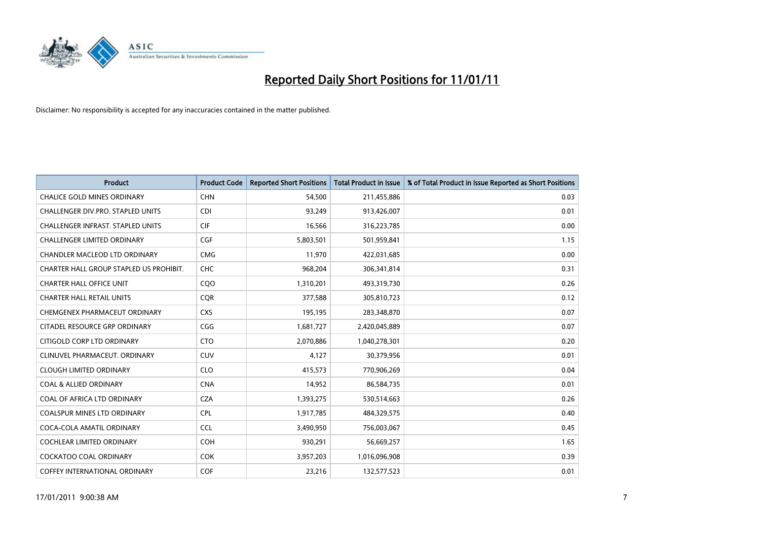# Reported Daily Short Positions for 11/01/11

Disclaimer: No responsibility is accepted for any inaccuracies contained in the matter published.

| Product | Product Code | Reported Short Positions | Total Product in Issue | % of Total Product in Issue Reported as Short Positions |
|---|---|---|---|---|
| CHALICE GOLD MINES ORDINARY | CHN | 54,500 | 211,455,886 | 0.03 |
| CHALLENGER DIV.PRO. STAPLED UNITS | CDI | 93,249 | 913,426,007 | 0.01 |
| CHALLENGER INFRAST. STAPLED UNITS | CIF | 16,566 | 316,223,785 | 0.00 |
| CHALLENGER LIMITED ORDINARY | CGF | 5,803,501 | 501,959,841 | 1.15 |
| CHANDLER MACLEOD LTD ORDINARY | CMG | 11,970 | 422,031,685 | 0.00 |
| CHARTER HALL GROUP STAPLED US PROHIBIT. | CHC | 968,204 | 306,341,814 | 0.31 |
| CHARTER HALL OFFICE UNIT | CQO | 1,310,201 | 493,319,730 | 0.26 |
| CHARTER HALL RETAIL UNITS | CQR | 377,588 | 305,810,723 | 0.12 |
| CHEMGENEX PHARMACEUT ORDINARY | CXS | 195,195 | 283,348,870 | 0.07 |
| CITADEL RESOURCE GRP ORDINARY | CGG | 1,681,727 | 2,420,045,889 | 0.07 |
| CITIGOLD CORP LTD ORDINARY | CTO | 2,070,886 | 1,040,278,301 | 0.20 |
| CLINUVEL PHARMACEUT. ORDINARY | CUV | 4,127 | 30,379,956 | 0.01 |
| CLOUGH LIMITED ORDINARY | CLO | 415,573 | 770,906,269 | 0.04 |
| COAL & ALLIED ORDINARY | CNA | 14,952 | 86,584,735 | 0.01 |
| COAL OF AFRICA LTD ORDINARY | CZA | 1,393,275 | 530,514,663 | 0.26 |
| COALSPUR MINES LTD ORDINARY | CPL | 1,917,785 | 484,329,575 | 0.40 |
| COCA-COLA AMATIL ORDINARY | CCL | 3,490,950 | 756,003,067 | 0.45 |
| COCHLEAR LIMITED ORDINARY | COH | 930,291 | 56,669,257 | 1.65 |
| COCKATOO COAL ORDINARY | COK | 3,957,203 | 1,016,096,908 | 0.39 |
| COFFEY INTERNATIONAL ORDINARY | COF | 23,216 | 132,577,523 | 0.01 |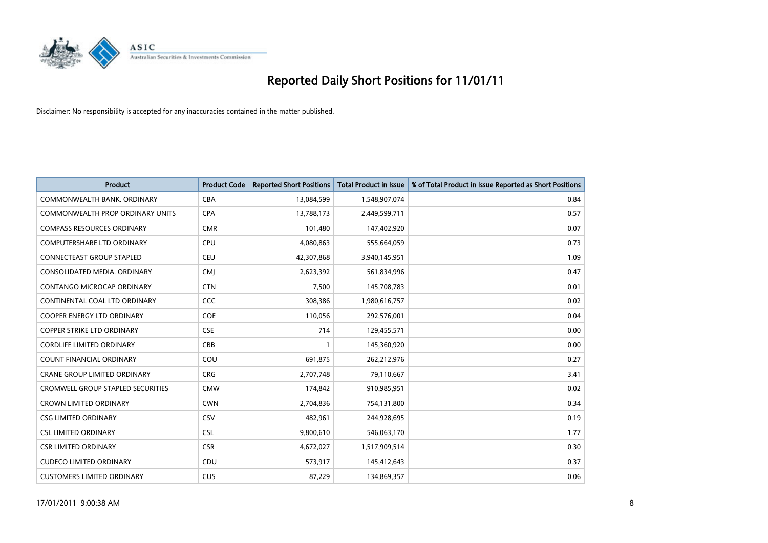# Reported Daily Short Positions for 11/01/11

Disclaimer: No responsibility is accepted for any inaccuracies contained in the matter published.

| Product | Product Code | Reported Short Positions | Total Product in Issue | % of Total Product in Issue Reported as Short Positions |
|---|---|---|---|---|
| COMMONWEALTH BANK. ORDINARY | CBA | 13,084,599 | 1,548,907,074 | 0.84 |
| COMMONWEALTH PROP ORDINARY UNITS | CPA | 13,788,173 | 2,449,599,711 | 0.57 |
| COMPASS RESOURCES ORDINARY | CMR | 101,480 | 147,402,920 | 0.07 |
| COMPUTERSHARE LTD ORDINARY | CPU | 4,080,863 | 555,664,059 | 0.73 |
| CONNECTEAST GROUP STAPLED | CEU | 42,307,868 | 3,940,145,951 | 1.09 |
| CONSOLIDATED MEDIA. ORDINARY | CMJ | 2,623,392 | 561,834,996 | 0.47 |
| CONTANGO MICROCAP ORDINARY | CTN | 7,500 | 145,708,783 | 0.01 |
| CONTINENTAL COAL LTD ORDINARY | CCC | 308,386 | 1,980,616,757 | 0.02 |
| COOPER ENERGY LTD ORDINARY | COE | 110,056 | 292,576,001 | 0.04 |
| COPPER STRIKE LTD ORDINARY | CSE | 714 | 129,455,571 | 0.00 |
| CORDLIFE LIMITED ORDINARY | CBB | 1 | 145,360,920 | 0.00 |
| COUNT FINANCIAL ORDINARY | COU | 691,875 | 262,212,976 | 0.27 |
| CRANE GROUP LIMITED ORDINARY | CRG | 2,707,748 | 79,110,667 | 3.41 |
| CROMWELL GROUP STAPLED SECURITIES | CMW | 174,842 | 910,985,951 | 0.02 |
| CROWN LIMITED ORDINARY | CWN | 2,704,836 | 754,131,800 | 0.34 |
| CSG LIMITED ORDINARY | CSV | 482,961 | 244,928,695 | 0.19 |
| CSL LIMITED ORDINARY | CSL | 9,800,610 | 546,063,170 | 1.77 |
| CSR LIMITED ORDINARY | CSR | 4,672,027 | 1,517,909,514 | 0.30 |
| CUDECO LIMITED ORDINARY | CDU | 573,917 | 145,412,643 | 0.37 |
| CUSTOMERS LIMITED ORDINARY | CUS | 87,229 | 134,869,357 | 0.06 |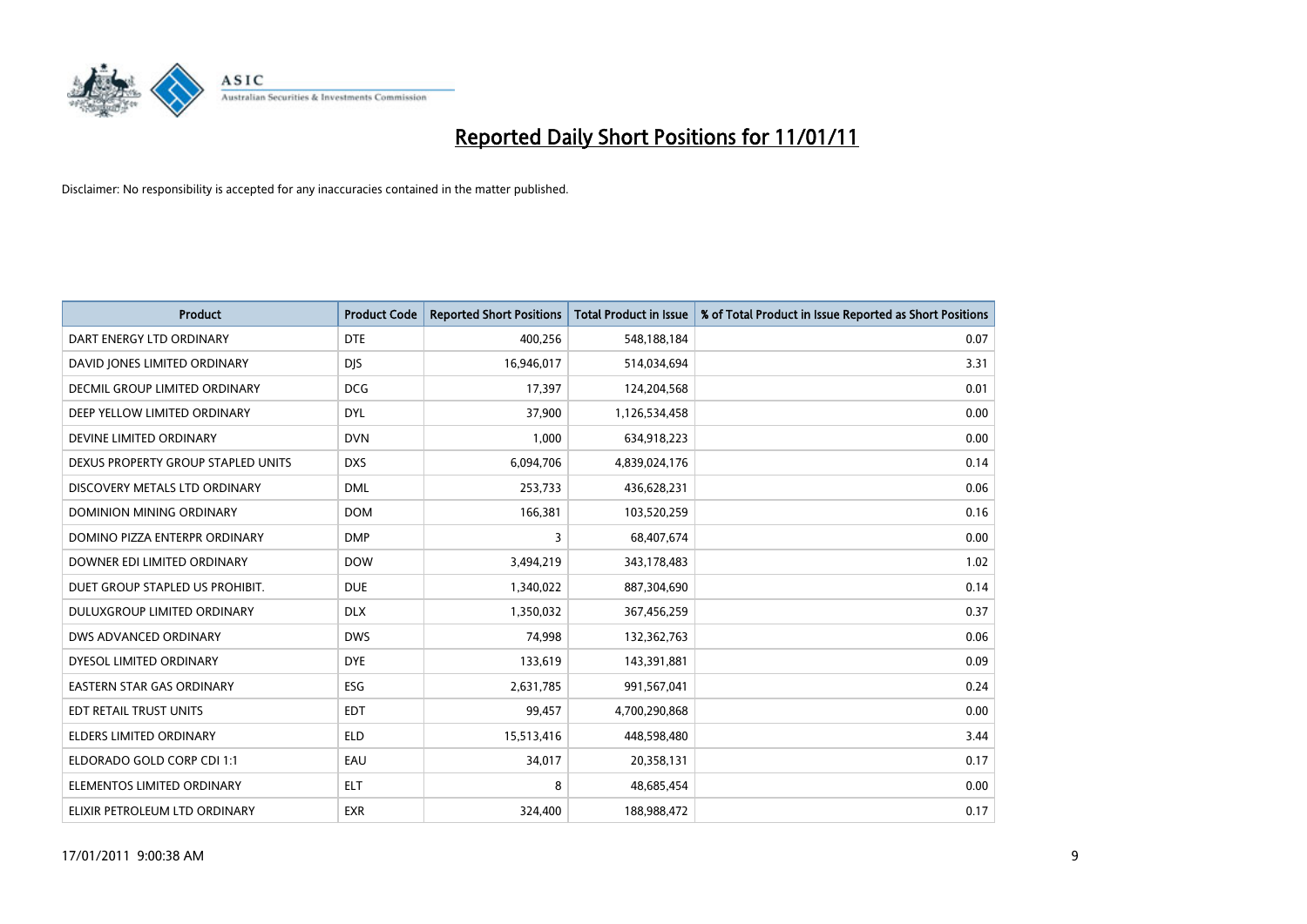# Reported Daily Short Positions for 11/01/11

Disclaimer: No responsibility is accepted for any inaccuracies contained in the matter published.

| Product | Product Code | Reported Short Positions | Total Product in Issue | % of Total Product in Issue Reported as Short Positions |
|---|---|---|---|---|
| DART ENERGY LTD ORDINARY | DTE | 400,256 | 548,188,184 | 0.07 |
| DAVID JONES LIMITED ORDINARY | DJS | 16,946,017 | 514,034,694 | 3.31 |
| DECMIL GROUP LIMITED ORDINARY | DCG | 17,397 | 124,204,568 | 0.01 |
| DEEP YELLOW LIMITED ORDINARY | DYL | 37,900 | 1,126,534,458 | 0.00 |
| DEVINE LIMITED ORDINARY | DVN | 1,000 | 634,918,223 | 0.00 |
| DEXUS PROPERTY GROUP STAPLED UNITS | DXS | 6,094,706 | 4,839,024,176 | 0.14 |
| DISCOVERY METALS LTD ORDINARY | DML | 253,733 | 436,628,231 | 0.06 |
| DOMINION MINING ORDINARY | DOM | 166,381 | 103,520,259 | 0.16 |
| DOMINO PIZZA ENTERPR ORDINARY | DMP | 3 | 68,407,674 | 0.00 |
| DOWNER EDI LIMITED ORDINARY | DOW | 3,494,219 | 343,178,483 | 1.02 |
| DUET GROUP STAPLED US PROHIBIT. | DUE | 1,340,022 | 887,304,690 | 0.14 |
| DULUXGROUP LIMITED ORDINARY | DLX | 1,350,032 | 367,456,259 | 0.37 |
| DWS ADVANCED ORDINARY | DWS | 74,998 | 132,362,763 | 0.06 |
| DYESOL LIMITED ORDINARY | DYE | 133,619 | 143,391,881 | 0.09 |
| EASTERN STAR GAS ORDINARY | ESG | 2,631,785 | 991,567,041 | 0.24 |
| EDT RETAIL TRUST UNITS | EDT | 99,457 | 4,700,290,868 | 0.00 |
| ELDERS LIMITED ORDINARY | ELD | 15,513,416 | 448,598,480 | 3.44 |
| ELDORADO GOLD CORP CDI 1:1 | EAU | 34,017 | 20,358,131 | 0.17 |
| ELEMENTOS LIMITED ORDINARY | ELT | 8 | 48,685,454 | 0.00 |
| ELIXIR PETROLEUM LTD ORDINARY | EXR | 324,400 | 188,988,472 | 0.17 |

17/01/2011 9:00:38 AM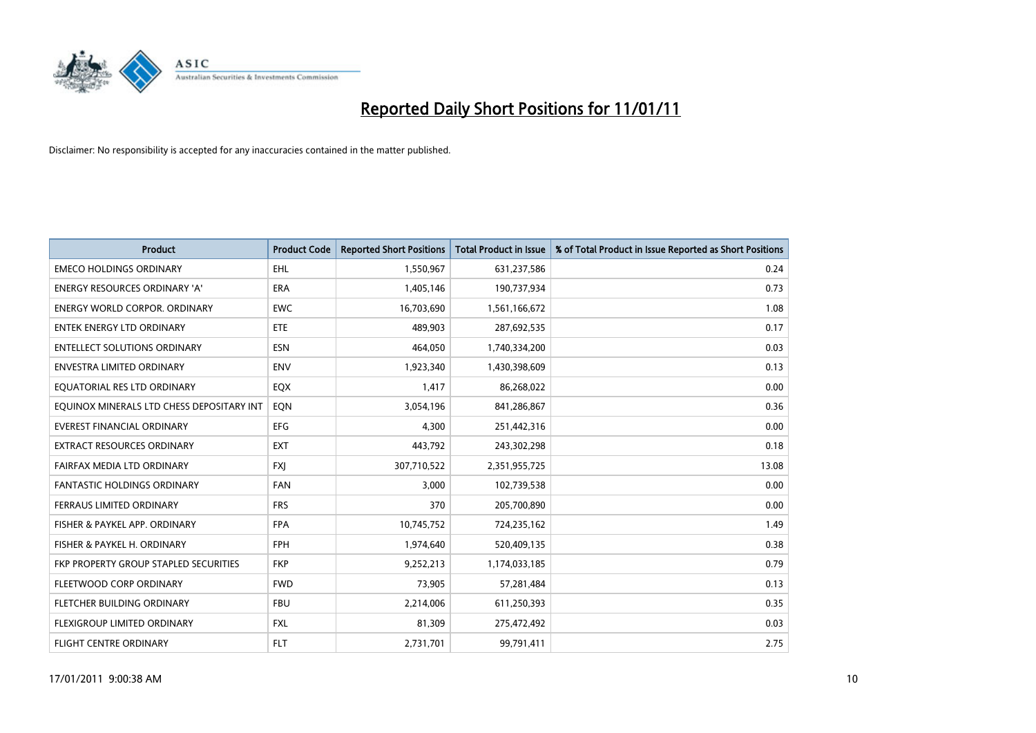# Reported Daily Short Positions for 11/01/11

Disclaimer: No responsibility is accepted for any inaccuracies contained in the matter published.

| Product | Product Code | Reported Short Positions | Total Product in Issue | % of Total Product in Issue Reported as Short Positions |
|---|---|---|---|---|
| EMECO HOLDINGS ORDINARY | EHL | 1,550,967 | 631,237,586 | 0.24 |
| ENERGY RESOURCES ORDINARY 'A' | ERA | 1,405,146 | 190,737,934 | 0.73 |
| ENERGY WORLD CORPOR. ORDINARY | EWC | 16,703,690 | 1,561,166,672 | 1.08 |
| ENTEK ENERGY LTD ORDINARY | ETE | 489,903 | 287,692,535 | 0.17 |
| ENTELLECT SOLUTIONS ORDINARY | ESN | 464,050 | 1,740,334,200 | 0.03 |
| ENVESTRA LIMITED ORDINARY | ENV | 1,923,340 | 1,430,398,609 | 0.13 |
| EQUATORIAL RES LTD ORDINARY | EQX | 1,417 | 86,268,022 | 0.00 |
| EQUINOX MINERALS LTD CHESS DEPOSITARY INT | EQN | 3,054,196 | 841,286,867 | 0.36 |
| EVEREST FINANCIAL ORDINARY | EFG | 4,300 | 251,442,316 | 0.00 |
| EXTRACT RESOURCES ORDINARY | EXT | 443,792 | 243,302,298 | 0.18 |
| FAIRFAX MEDIA LTD ORDINARY | FXJ | 307,710,522 | 2,351,955,725 | 13.08 |
| FANTASTIC HOLDINGS ORDINARY | FAN | 3,000 | 102,739,538 | 0.00 |
| FERRAUS LIMITED ORDINARY | FRS | 370 | 205,700,890 | 0.00 |
| FISHER & PAYKEL APP. ORDINARY | FPA | 10,745,752 | 724,235,162 | 1.49 |
| FISHER & PAYKEL H. ORDINARY | FPH | 1,974,640 | 520,409,135 | 0.38 |
| FKP PROPERTY GROUP STAPLED SECURITIES | FKP | 9,252,213 | 1,174,033,185 | 0.79 |
| FLEETWOOD CORP ORDINARY | FWD | 73,905 | 57,281,484 | 0.13 |
| FLETCHER BUILDING ORDINARY | FBU | 2,214,006 | 611,250,393 | 0.35 |
| FLEXIGROUP LIMITED ORDINARY | FXL | 81,309 | 275,472,492 | 0.03 |
| FLIGHT CENTRE ORDINARY | FLT | 2,731,701 | 99,791,411 | 2.75 |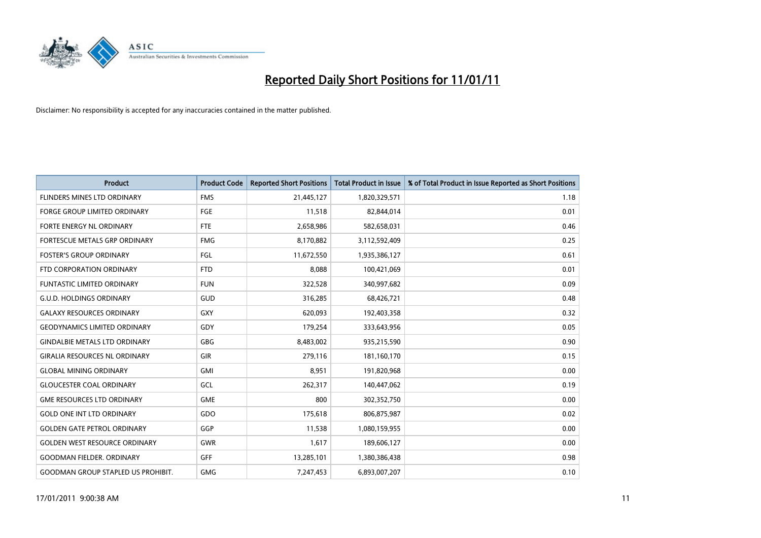# Reported Daily Short Positions for 11/01/11

Disclaimer: No responsibility is accepted for any inaccuracies contained in the matter published.

| Product | Product Code | Reported Short Positions | Total Product in Issue | % of Total Product in Issue Reported as Short Positions |
| --- | --- | --- | --- | --- |
| FLINDERS MINES LTD ORDINARY | FMS | 21,445,127 | 1,820,329,571 | 1.18 |
| FORGE GROUP LIMITED ORDINARY | FGE | 11,518 | 82,844,014 | 0.01 |
| FORTE ENERGY NL ORDINARY | FTE | 2,658,986 | 582,658,031 | 0.46 |
| FORTESCUE METALS GRP ORDINARY | FMG | 8,170,882 | 3,112,592,409 | 0.25 |
| FOSTER'S GROUP ORDINARY | FGL | 11,672,550 | 1,935,386,127 | 0.61 |
| FTD CORPORATION ORDINARY | FTD | 8,088 | 100,421,069 | 0.01 |
| FUNTASTIC LIMITED ORDINARY | FUN | 322,528 | 340,997,682 | 0.09 |
| G.U.D. HOLDINGS ORDINARY | GUD | 316,285 | 68,426,721 | 0.48 |
| GALAXY RESOURCES ORDINARY | GXY | 620,093 | 192,403,358 | 0.32 |
| GEODYNAMICS LIMITED ORDINARY | GDY | 179,254 | 333,643,956 | 0.05 |
| GINDALBIE METALS LTD ORDINARY | GBG | 8,483,002 | 935,215,590 | 0.90 |
| GIRALIA RESOURCES NL ORDINARY | GIR | 279,116 | 181,160,170 | 0.15 |
| GLOBAL MINING ORDINARY | GMI | 8,951 | 191,820,968 | 0.00 |
| GLOUCESTER COAL ORDINARY | GCL | 262,317 | 140,447,062 | 0.19 |
| GME RESOURCES LTD ORDINARY | GME | 800 | 302,352,750 | 0.00 |
| GOLD ONE INT LTD ORDINARY | GDO | 175,618 | 806,875,987 | 0.02 |
| GOLDEN GATE PETROL ORDINARY | GGP | 11,538 | 1,080,159,955 | 0.00 |
| GOLDEN WEST RESOURCE ORDINARY | GWR | 1,617 | 189,606,127 | 0.00 |
| GOODMAN FIELDER. ORDINARY | GFF | 13,285,101 | 1,380,386,438 | 0.98 |
| GOODMAN GROUP STAPLED US PROHIBIT. | GMG | 7,247,453 | 6,893,007,207 | 0.10 |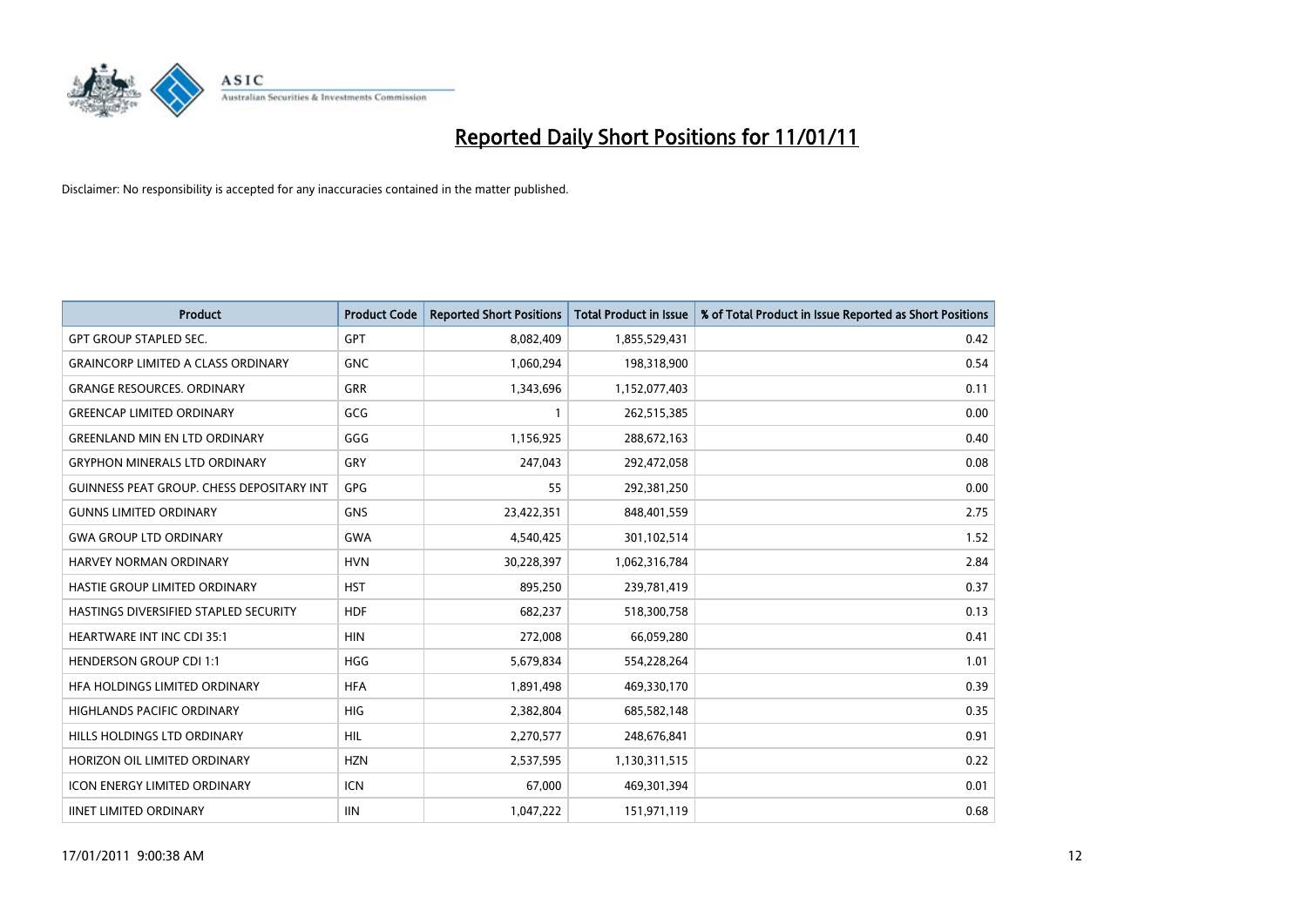# Reported Daily Short Positions for 11/01/11

Disclaimer: No responsibility is accepted for any inaccuracies contained in the matter published.

| Product | Product Code | Reported Short Positions | Total Product in Issue | % of Total Product in Issue Reported as Short Positions |
|---|---|---|---|---|
| GPT GROUP STAPLED SEC. | GPT | 8,082,409 | 1,855,529,431 | 0.42 |
| GRAINCORP LIMITED A CLASS ORDINARY | GNC | 1,060,294 | 198,318,900 | 0.54 |
| GRANGE RESOURCES. ORDINARY | GRR | 1,343,696 | 1,152,077,403 | 0.11 |
| GREENCAP LIMITED ORDINARY | GCG | 1 | 262,515,385 | 0.00 |
| GREENLAND MIN EN LTD ORDINARY | GGG | 1,156,925 | 288,672,163 | 0.40 |
| GRYPHON MINERALS LTD ORDINARY | GRY | 247,043 | 292,472,058 | 0.08 |
| GUINNESS PEAT GROUP. CHESS DEPOSITARY INT | GPG | 55 | 292,381,250 | 0.00 |
| GUNNS LIMITED ORDINARY | GNS | 23,422,351 | 848,401,559 | 2.75 |
| GWA GROUP LTD ORDINARY | GWA | 4,540,425 | 301,102,514 | 1.52 |
| HARVEY NORMAN ORDINARY | HVN | 30,228,397 | 1,062,316,784 | 2.84 |
| HASTIE GROUP LIMITED ORDINARY | HST | 895,250 | 239,781,419 | 0.37 |
| HASTINGS DIVERSIFIED STAPLED SECURITY | HDF | 682,237 | 518,300,758 | 0.13 |
| HEARTWARE INT INC CDI 35:1 | HIN | 272,008 | 66,059,280 | 0.41 |
| HENDERSON GROUP CDI 1:1 | HGG | 5,679,834 | 554,228,264 | 1.01 |
| HFA HOLDINGS LIMITED ORDINARY | HFA | 1,891,498 | 469,330,170 | 0.39 |
| HIGHLANDS PACIFIC ORDINARY | HIG | 2,382,804 | 685,582,148 | 0.35 |
| HILLS HOLDINGS LTD ORDINARY | HIL | 2,270,577 | 248,676,841 | 0.91 |
| HORIZON OIL LIMITED ORDINARY | HZN | 2,537,595 | 1,130,311,515 | 0.22 |
| ICON ENERGY LIMITED ORDINARY | ICN | 67,000 | 469,301,394 | 0.01 |
| IINET LIMITED ORDINARY | IIN | 1,047,222 | 151,971,119 | 0.68 |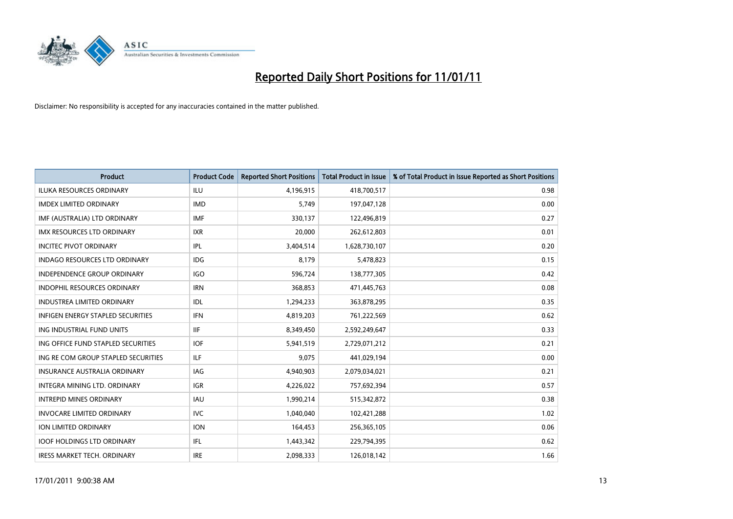# Reported Daily Short Positions for 11/01/11

Disclaimer: No responsibility is accepted for any inaccuracies contained in the matter published.

| Product | Product Code | Reported Short Positions | Total Product in Issue | % of Total Product in Issue Reported as Short Positions |
|---|---|---|---|---|
| ILUKA RESOURCES ORDINARY | ILU | 4,196,915 | 418,700,517 | 0.98 |
| IMDEX LIMITED ORDINARY | IMD | 5,749 | 197,047,128 | 0.00 |
| IMF (AUSTRALIA) LTD ORDINARY | IMF | 330,137 | 122,496,819 | 0.27 |
| IMX RESOURCES LTD ORDINARY | IXR | 20,000 | 262,612,803 | 0.01 |
| INCITEC PIVOT ORDINARY | IPL | 3,404,514 | 1,628,730,107 | 0.20 |
| INDAGO RESOURCES LTD ORDINARY | IDG | 8,179 | 5,478,823 | 0.15 |
| INDEPENDENCE GROUP ORDINARY | IGO | 596,724 | 138,777,305 | 0.42 |
| INDOPHIL RESOURCES ORDINARY | IRN | 368,853 | 471,445,763 | 0.08 |
| INDUSTREA LIMITED ORDINARY | IDL | 1,294,233 | 363,878,295 | 0.35 |
| INFIGEN ENERGY STAPLED SECURITIES | IFN | 4,819,203 | 761,222,569 | 0.62 |
| ING INDUSTRIAL FUND UNITS | IIF | 8,349,450 | 2,592,249,647 | 0.33 |
| ING OFFICE FUND STAPLED SECURITIES | IOF | 5,941,519 | 2,729,071,212 | 0.21 |
| ING RE COM GROUP STAPLED SECURITIES | ILF | 9,075 | 441,029,194 | 0.00 |
| INSURANCE AUSTRALIA ORDINARY | IAG | 4,940,903 | 2,079,034,021 | 0.21 |
| INTEGRA MINING LTD. ORDINARY | IGR | 4,226,022 | 757,692,394 | 0.57 |
| INTREPID MINES ORDINARY | IAU | 1,990,214 | 515,342,872 | 0.38 |
| INVOCARE LIMITED ORDINARY | IVC | 1,040,040 | 102,421,288 | 1.02 |
| ION LIMITED ORDINARY | ION | 164,453 | 256,365,105 | 0.06 |
| IOOF HOLDINGS LTD ORDINARY | IFL | 1,443,342 | 229,794,395 | 0.62 |
| IRESS MARKET TECH. ORDINARY | IRE | 2,098,333 | 126,018,142 | 1.66 |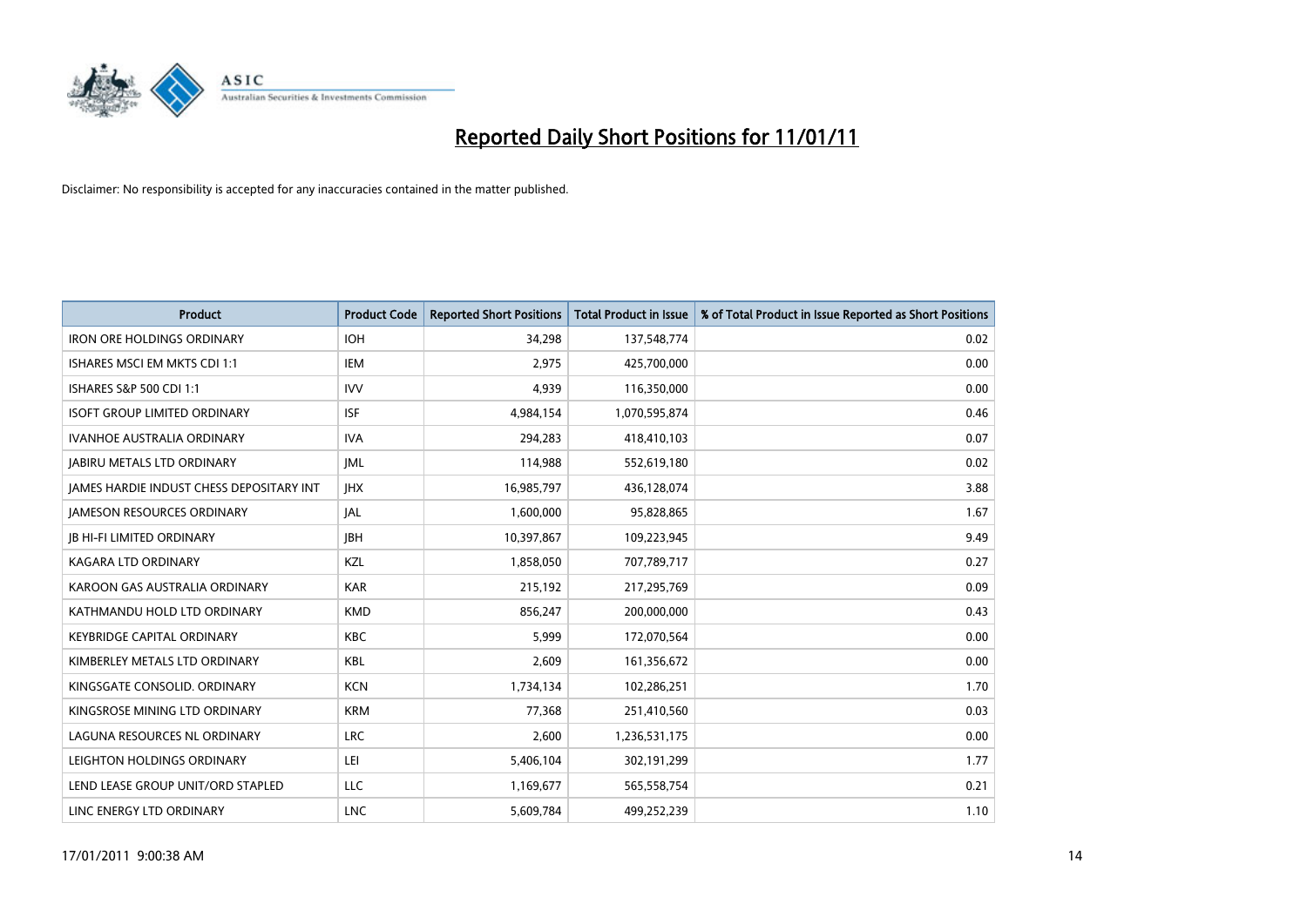# Reported Daily Short Positions for 11/01/11

Disclaimer: No responsibility is accepted for any inaccuracies contained in the matter published.

| Product | Product Code | Reported Short Positions | Total Product in Issue | % of Total Product in Issue Reported as Short Positions |
|---|---|---|---|---|
| IRON ORE HOLDINGS ORDINARY | IOH | 34,298 | 137,548,774 | 0.02 |
| ISHARES MSCI EM MKTS CDI 1:1 | IEM | 2,975 | 425,700,000 | 0.00 |
| ISHARES S&P 500 CDI 1:1 | IVV | 4,939 | 116,350,000 | 0.00 |
| ISOFT GROUP LIMITED ORDINARY | ISF | 4,984,154 | 1,070,595,874 | 0.46 |
| IVANHOE AUSTRALIA ORDINARY | IVA | 294,283 | 418,410,103 | 0.07 |
| JABIRU METALS LTD ORDINARY | JML | 114,988 | 552,619,180 | 0.02 |
| JAMES HARDIE INDUST CHESS DEPOSITARY INT | JHX | 16,985,797 | 436,128,074 | 3.88 |
| JAMESON RESOURCES ORDINARY | JAL | 1,600,000 | 95,828,865 | 1.67 |
| JB HI-FI LIMITED ORDINARY | JBH | 10,397,867 | 109,223,945 | 9.49 |
| KAGARA LTD ORDINARY | KZL | 1,858,050 | 707,789,717 | 0.27 |
| KAROON GAS AUSTRALIA ORDINARY | KAR | 215,192 | 217,295,769 | 0.09 |
| KATHMANDU HOLD LTD ORDINARY | KMD | 856,247 | 200,000,000 | 0.43 |
| KEYBRIDGE CAPITAL ORDINARY | KBC | 5,999 | 172,070,564 | 0.00 |
| KIMBERLEY METALS LTD ORDINARY | KBL | 2,609 | 161,356,672 | 0.00 |
| KINGSGATE CONSOLID. ORDINARY | KCN | 1,734,134 | 102,286,251 | 1.70 |
| KINGSROSE MINING LTD ORDINARY | KRM | 77,368 | 251,410,560 | 0.03 |
| LAGUNA RESOURCES NL ORDINARY | LRC | 2,600 | 1,236,531,175 | 0.00 |
| LEIGHTON HOLDINGS ORDINARY | LEI | 5,406,104 | 302,191,299 | 1.77 |
| LEND LEASE GROUP UNIT/ORD STAPLED | LLC | 1,169,677 | 565,558,754 | 0.21 |
| LINC ENERGY LTD ORDINARY | LNC | 5,609,784 | 499,252,239 | 1.10 |

17/01/2011 9:00:38 AM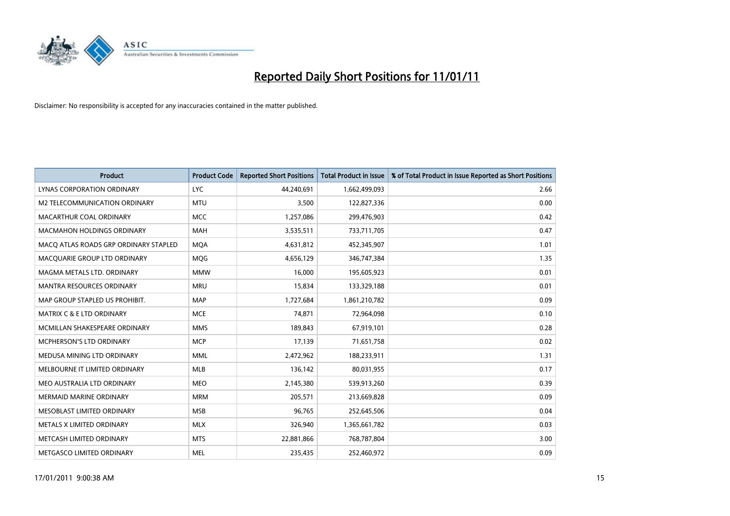# Reported Daily Short Positions for 11/01/11

Disclaimer: No responsibility is accepted for any inaccuracies contained in the matter published.

| Product | Product Code | Reported Short Positions | Total Product in Issue | % of Total Product in Issue Reported as Short Positions |
|---|---|---|---|---|
| LYNAS CORPORATION ORDINARY | LYC | 44,240,691 | 1,662,499,093 | 2.66 |
| M2 TELECOMMUNICATION ORDINARY | MTU | 3,500 | 122,827,336 | 0.00 |
| MACARTHUR COAL ORDINARY | MCC | 1,257,086 | 299,476,903 | 0.42 |
| MACMAHON HOLDINGS ORDINARY | MAH | 3,535,511 | 733,711,705 | 0.47 |
| MACQ ATLAS ROADS GRP ORDINARY STAPLED | MQA | 4,631,812 | 452,345,907 | 1.01 |
| MACQUARIE GROUP LTD ORDINARY | MQG | 4,656,129 | 346,747,384 | 1.35 |
| MAGMA METALS LTD. ORDINARY | MMW | 16,000 | 195,605,923 | 0.01 |
| MANTRA RESOURCES ORDINARY | MRU | 15,834 | 133,329,188 | 0.01 |
| MAP GROUP STAPLED US PROHIBIT. | MAP | 1,727,684 | 1,861,210,782 | 0.09 |
| MATRIX C & E LTD ORDINARY | MCE | 74,871 | 72,964,098 | 0.10 |
| MCMILLAN SHAKESPEARE ORDINARY | MMS | 189,843 | 67,919,101 | 0.28 |
| MCPHERSON'S LTD ORDINARY | MCP | 17,139 | 71,651,758 | 0.02 |
| MEDUSA MINING LTD ORDINARY | MML | 2,472,962 | 188,233,911 | 1.31 |
| MELBOURNE IT LIMITED ORDINARY | MLB | 136,142 | 80,031,955 | 0.17 |
| MEO AUSTRALIA LTD ORDINARY | MEO | 2,145,380 | 539,913,260 | 0.39 |
| MERMAID MARINE ORDINARY | MRM | 205,571 | 213,669,828 | 0.09 |
| MESOBLAST LIMITED ORDINARY | MSB | 96,765 | 252,645,506 | 0.04 |
| METALS X LIMITED ORDINARY | MLX | 326,940 | 1,365,661,782 | 0.03 |
| METCASH LIMITED ORDINARY | MTS | 22,881,866 | 768,787,804 | 3.00 |
| METGASCO LIMITED ORDINARY | MEL | 235,435 | 252,460,972 | 0.09 |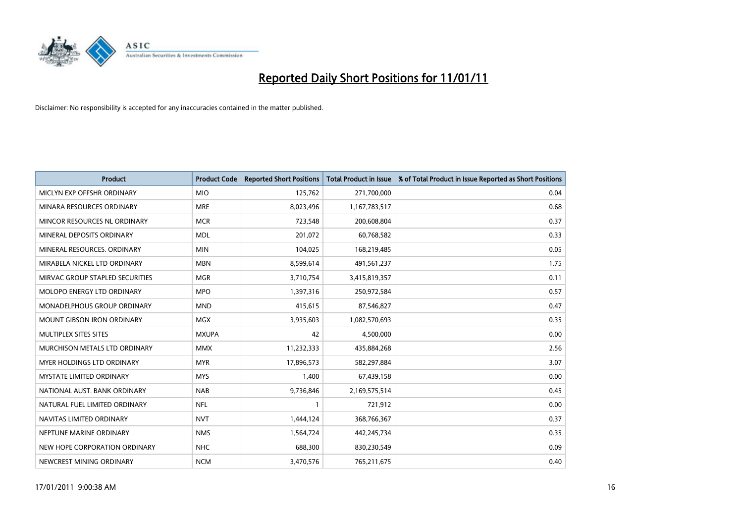# Reported Daily Short Positions for 11/01/11

Disclaimer: No responsibility is accepted for any inaccuracies contained in the matter published.

| Product | Product Code | Reported Short Positions | Total Product in Issue | % of Total Product in Issue Reported as Short Positions |
|---|---|---|---|---|
| MICLYN EXP OFFSHR ORDINARY | MIO | 125,762 | 271,700,000 | 0.04 |
| MINARA RESOURCES ORDINARY | MRE | 8,023,496 | 1,167,783,517 | 0.68 |
| MINCOR RESOURCES NL ORDINARY | MCR | 723,548 | 200,608,804 | 0.37 |
| MINERAL DEPOSITS ORDINARY | MDL | 201,072 | 60,768,582 | 0.33 |
| MINERAL RESOURCES. ORDINARY | MIN | 104,025 | 168,219,485 | 0.05 |
| MIRABELA NICKEL LTD ORDINARY | MBN | 8,599,614 | 491,561,237 | 1.75 |
| MIRVAC GROUP STAPLED SECURITIES | MGR | 3,710,754 | 3,415,819,357 | 0.11 |
| MOLOPO ENERGY LTD ORDINARY | MPO | 1,397,316 | 250,972,584 | 0.57 |
| MONADELPHOUS GROUP ORDINARY | MND | 415,615 | 87,546,827 | 0.47 |
| MOUNT GIBSON IRON ORDINARY | MGX | 3,935,603 | 1,082,570,693 | 0.35 |
| MULTIPLEX SITES SITES | MXUPA | 42 | 4,500,000 | 0.00 |
| MURCHISON METALS LTD ORDINARY | MMX | 11,232,333 | 435,884,268 | 2.56 |
| MYER HOLDINGS LTD ORDINARY | MYR | 17,896,573 | 582,297,884 | 3.07 |
| MYSTATE LIMITED ORDINARY | MYS | 1,400 | 67,439,158 | 0.00 |
| NATIONAL AUST. BANK ORDINARY | NAB | 9,736,846 | 2,169,575,514 | 0.45 |
| NATURAL FUEL LIMITED ORDINARY | NFL | 1 | 721,912 | 0.00 |
| NAVITAS LIMITED ORDINARY | NVT | 1,444,124 | 368,766,367 | 0.37 |
| NEPTUNE MARINE ORDINARY | NMS | 1,564,724 | 442,245,734 | 0.35 |
| NEW HOPE CORPORATION ORDINARY | NHC | 688,300 | 830,230,549 | 0.09 |
| NEWCREST MINING ORDINARY | NCM | 3,470,576 | 765,211,675 | 0.40 |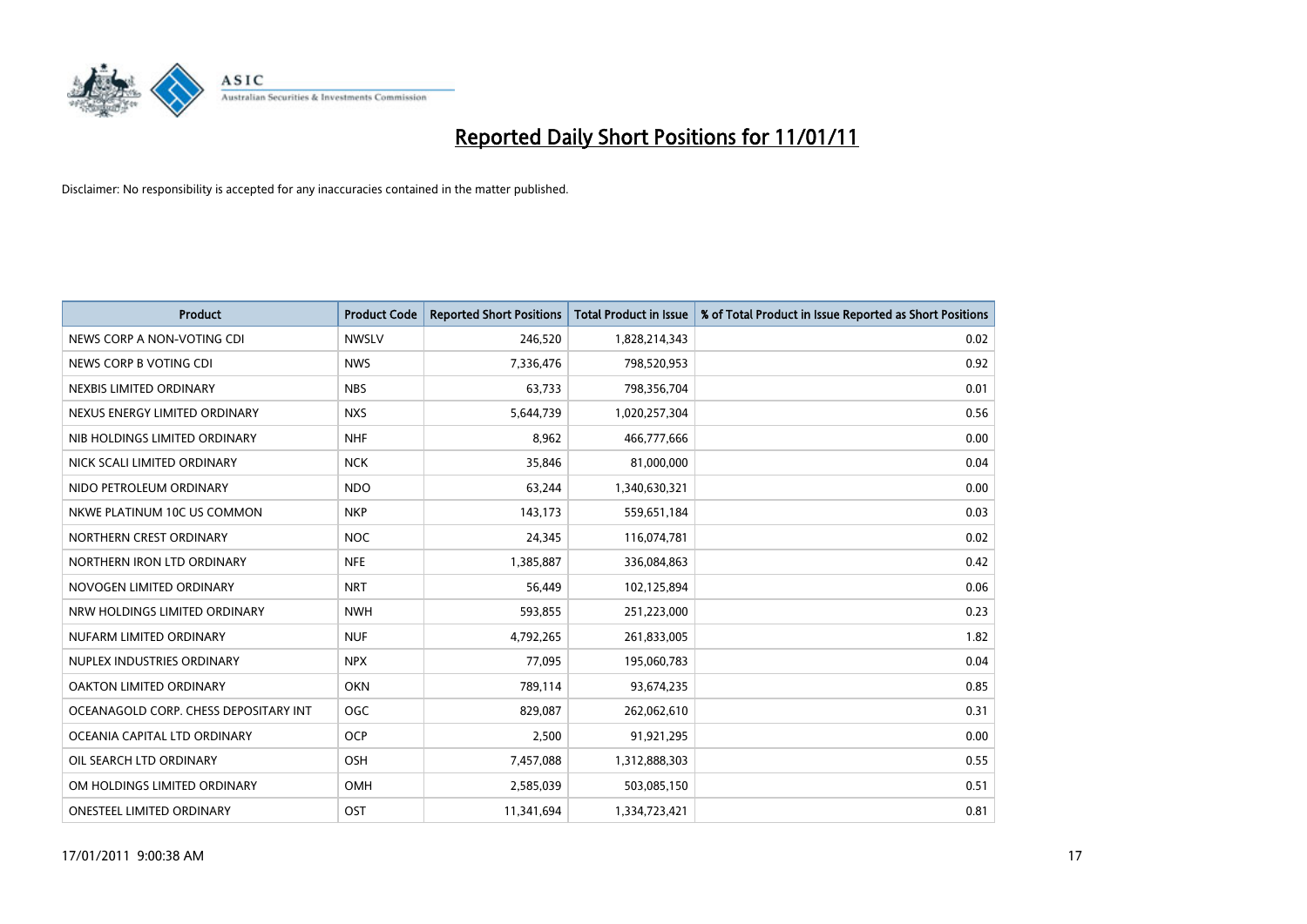# Reported Daily Short Positions for 11/01/11

Disclaimer: No responsibility is accepted for any inaccuracies contained in the matter published.

| Product | Product Code | Reported Short Positions | Total Product in Issue | % of Total Product in Issue Reported as Short Positions |
|---|---|---|---|---|
| NEWS CORP A NON-VOTING CDI | NWSLV | 246,520 | 1,828,214,343 | 0.02 |
| NEWS CORP B VOTING CDI | NWS | 7,336,476 | 798,520,953 | 0.92 |
| NEXBIS LIMITED ORDINARY | NBS | 63,733 | 798,356,704 | 0.01 |
| NEXUS ENERGY LIMITED ORDINARY | NXS | 5,644,739 | 1,020,257,304 | 0.56 |
| NIB HOLDINGS LIMITED ORDINARY | NHF | 8,962 | 466,777,666 | 0.00 |
| NICK SCALI LIMITED ORDINARY | NCK | 35,846 | 81,000,000 | 0.04 |
| NIDO PETROLEUM ORDINARY | NDO | 63,244 | 1,340,630,321 | 0.00 |
| NKWE PLATINUM 10C US COMMON | NKP | 143,173 | 559,651,184 | 0.03 |
| NORTHERN CREST ORDINARY | NOC | 24,345 | 116,074,781 | 0.02 |
| NORTHERN IRON LTD ORDINARY | NFE | 1,385,887 | 336,084,863 | 0.42 |
| NOVOGEN LIMITED ORDINARY | NRT | 56,449 | 102,125,894 | 0.06 |
| NRW HOLDINGS LIMITED ORDINARY | NWH | 593,855 | 251,223,000 | 0.23 |
| NUFARM LIMITED ORDINARY | NUF | 4,792,265 | 261,833,005 | 1.82 |
| NUPLEX INDUSTRIES ORDINARY | NPX | 77,095 | 195,060,783 | 0.04 |
| OAKTON LIMITED ORDINARY | OKN | 789,114 | 93,674,235 | 0.85 |
| OCEANAGOLD CORP. CHESS DEPOSITARY INT | OGC | 829,087 | 262,062,610 | 0.31 |
| OCEANIA CAPITAL LTD ORDINARY | OCP | 2,500 | 91,921,295 | 0.00 |
| OIL SEARCH LTD ORDINARY | OSH | 7,457,088 | 1,312,888,303 | 0.55 |
| OM HOLDINGS LIMITED ORDINARY | OMH | 2,585,039 | 503,085,150 | 0.51 |
| ONESTEEL LIMITED ORDINARY | OST | 11,341,694 | 1,334,723,421 | 0.81 |

17/01/2011 9:00:38 AM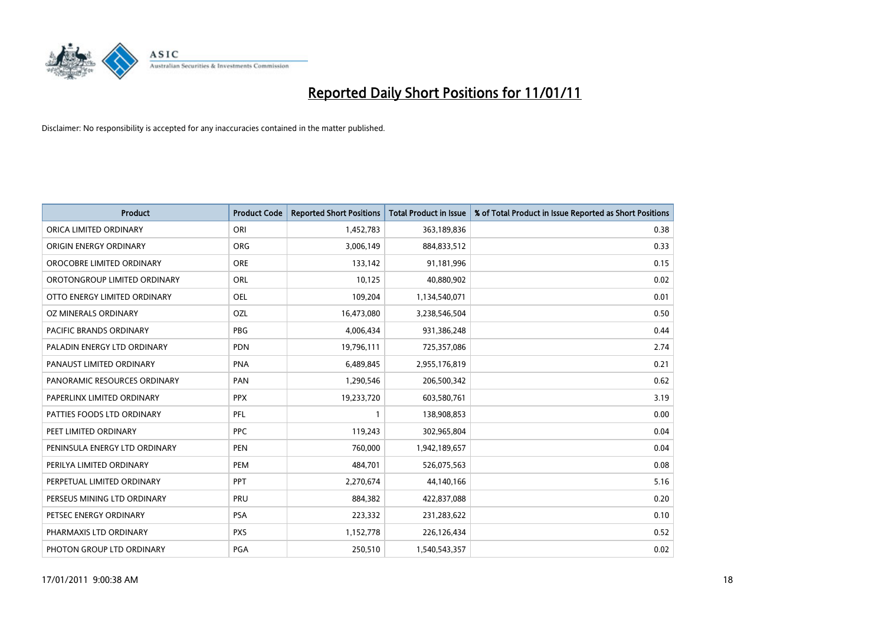# Reported Daily Short Positions for 11/01/11

Disclaimer: No responsibility is accepted for any inaccuracies contained in the matter published.

| Product | Product Code | Reported Short Positions | Total Product in Issue | % of Total Product in Issue Reported as Short Positions |
| --- | --- | --- | --- | --- |
| ORICA LIMITED ORDINARY | ORI | 1,452,783 | 363,189,836 | 0.38 |
| ORIGIN ENERGY ORDINARY | ORG | 3,006,149 | 884,833,512 | 0.33 |
| OROCOBRE LIMITED ORDINARY | ORE | 133,142 | 91,181,996 | 0.15 |
| OROTONGROUP LIMITED ORDINARY | ORL | 10,125 | 40,880,902 | 0.02 |
| OTTO ENERGY LIMITED ORDINARY | OEL | 109,204 | 1,134,540,071 | 0.01 |
| OZ MINERALS ORDINARY | OZL | 16,473,080 | 3,238,546,504 | 0.50 |
| PACIFIC BRANDS ORDINARY | PBG | 4,006,434 | 931,386,248 | 0.44 |
| PALADIN ENERGY LTD ORDINARY | PDN | 19,796,111 | 725,357,086 | 2.74 |
| PANAUST LIMITED ORDINARY | PNA | 6,489,845 | 2,955,176,819 | 0.21 |
| PANORAMIC RESOURCES ORDINARY | PAN | 1,290,546 | 206,500,342 | 0.62 |
| PAPERLINX LIMITED ORDINARY | PPX | 19,233,720 | 603,580,761 | 3.19 |
| PATTIES FOODS LTD ORDINARY | PFL | 1 | 138,908,853 | 0.00 |
| PEET LIMITED ORDINARY | PPC | 119,243 | 302,965,804 | 0.04 |
| PENINSULA ENERGY LTD ORDINARY | PEN | 760,000 | 1,942,189,657 | 0.04 |
| PERILYA LIMITED ORDINARY | PEM | 484,701 | 526,075,563 | 0.08 |
| PERPETUAL LIMITED ORDINARY | PPT | 2,270,674 | 44,140,166 | 5.16 |
| PERSEUS MINING LTD ORDINARY | PRU | 884,382 | 422,837,088 | 0.20 |
| PETSEC ENERGY ORDINARY | PSA | 223,332 | 231,283,622 | 0.10 |
| PHARMAXIS LTD ORDINARY | PXS | 1,152,778 | 226,126,434 | 0.52 |
| PHOTON GROUP LTD ORDINARY | PGA | 250,510 | 1,540,543,357 | 0.02 |

17/01/2011 9:00:38 AM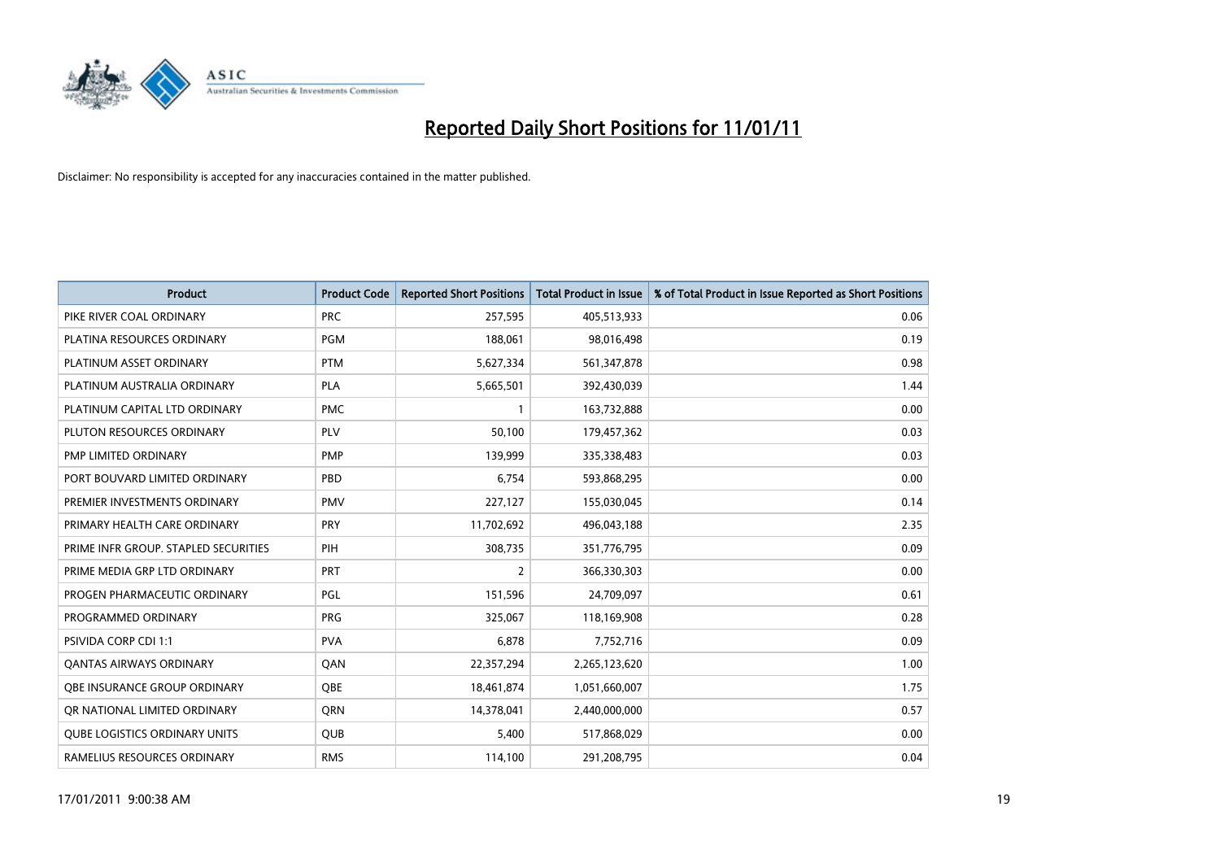# Reported Daily Short Positions for 11/01/11

Disclaimer: No responsibility is accepted for any inaccuracies contained in the matter published.

| Product | Product Code | Reported Short Positions | Total Product in Issue | % of Total Product in Issue Reported as Short Positions |
|---|---|---|---|---|
| PIKE RIVER COAL ORDINARY | PRC | 257,595 | 405,513,933 | 0.06 |
| PLATINA RESOURCES ORDINARY | PGM | 188,061 | 98,016,498 | 0.19 |
| PLATINUM ASSET ORDINARY | PTM | 5,627,334 | 561,347,878 | 0.98 |
| PLATINUM AUSTRALIA ORDINARY | PLA | 5,665,501 | 392,430,039 | 1.44 |
| PLATINUM CAPITAL LTD ORDINARY | PMC | 1 | 163,732,888 | 0.00 |
| PLUTON RESOURCES ORDINARY | PLV | 50,100 | 179,457,362 | 0.03 |
| PMP LIMITED ORDINARY | PMP | 139,999 | 335,338,483 | 0.03 |
| PORT BOUVARD LIMITED ORDINARY | PBD | 6,754 | 593,868,295 | 0.00 |
| PREMIER INVESTMENTS ORDINARY | PMV | 227,127 | 155,030,045 | 0.14 |
| PRIMARY HEALTH CARE ORDINARY | PRY | 11,702,692 | 496,043,188 | 2.35 |
| PRIME INFR GROUP. STAPLED SECURITIES | PIH | 308,735 | 351,776,795 | 0.09 |
| PRIME MEDIA GRP LTD ORDINARY | PRT | 2 | 366,330,303 | 0.00 |
| PROGEN PHARMACEUTIC ORDINARY | PGL | 151,596 | 24,709,097 | 0.61 |
| PROGRAMMED ORDINARY | PRG | 325,067 | 118,169,908 | 0.28 |
| PSIVIDA CORP CDI 1:1 | PVA | 6,878 | 7,752,716 | 0.09 |
| QANTAS AIRWAYS ORDINARY | QAN | 22,357,294 | 2,265,123,620 | 1.00 |
| QBE INSURANCE GROUP ORDINARY | QBE | 18,461,874 | 1,051,660,007 | 1.75 |
| QR NATIONAL LIMITED ORDINARY | QRN | 14,378,041 | 2,440,000,000 | 0.57 |
| QUBE LOGISTICS ORDINARY UNITS | QUB | 5,400 | 517,868,029 | 0.00 |
| RAMELIUS RESOURCES ORDINARY | RMS | 114,100 | 291,208,795 | 0.04 |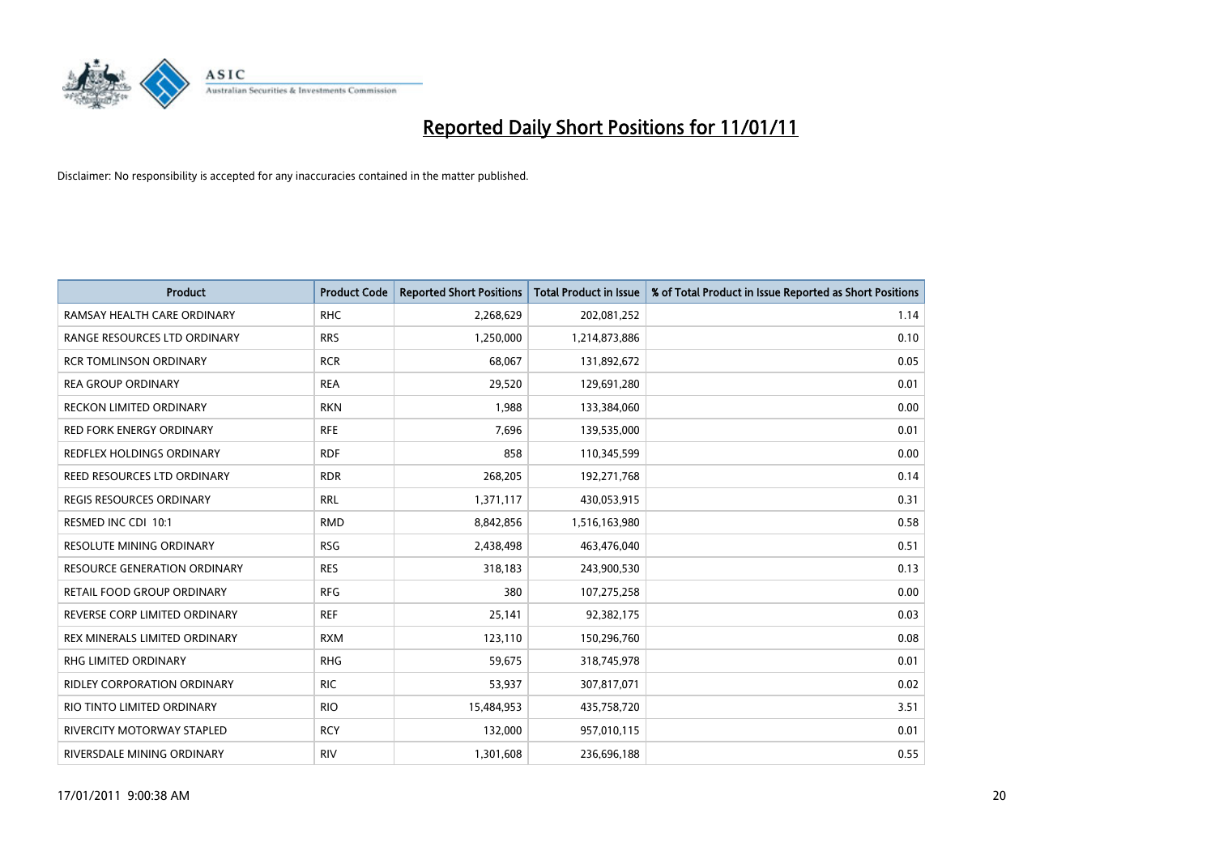# Reported Daily Short Positions for 11/01/11

Disclaimer: No responsibility is accepted for any inaccuracies contained in the matter published.

| Product | Product Code | Reported Short Positions | Total Product in Issue | % of Total Product in Issue Reported as Short Positions |
|---|---|---|---|---|
| RAMSAY HEALTH CARE ORDINARY | RHC | 2,268,629 | 202,081,252 | 1.14 |
| RANGE RESOURCES LTD ORDINARY | RRS | 1,250,000 | 1,214,873,886 | 0.10 |
| RCR TOMLINSON ORDINARY | RCR | 68,067 | 131,892,672 | 0.05 |
| REA GROUP ORDINARY | REA | 29,520 | 129,691,280 | 0.01 |
| RECKON LIMITED ORDINARY | RKN | 1,988 | 133,384,060 | 0.00 |
| RED FORK ENERGY ORDINARY | RFE | 7,696 | 139,535,000 | 0.01 |
| REDFLEX HOLDINGS ORDINARY | RDF | 858 | 110,345,599 | 0.00 |
| REED RESOURCES LTD ORDINARY | RDR | 268,205 | 192,271,768 | 0.14 |
| REGIS RESOURCES ORDINARY | RRL | 1,371,117 | 430,053,915 | 0.31 |
| RESMED INC CDI 10:1 | RMD | 8,842,856 | 1,516,163,980 | 0.58 |
| RESOLUTE MINING ORDINARY | RSG | 2,438,498 | 463,476,040 | 0.51 |
| RESOURCE GENERATION ORDINARY | RES | 318,183 | 243,900,530 | 0.13 |
| RETAIL FOOD GROUP ORDINARY | RFG | 380 | 107,275,258 | 0.00 |
| REVERSE CORP LIMITED ORDINARY | REF | 25,141 | 92,382,175 | 0.03 |
| REX MINERALS LIMITED ORDINARY | RXM | 123,110 | 150,296,760 | 0.08 |
| RHG LIMITED ORDINARY | RHG | 59,675 | 318,745,978 | 0.01 |
| RIDLEY CORPORATION ORDINARY | RIC | 53,937 | 307,817,071 | 0.02 |
| RIO TINTO LIMITED ORDINARY | RIO | 15,484,953 | 435,758,720 | 3.51 |
| RIVERCITY MOTORWAY STAPLED | RCY | 132,000 | 957,010,115 | 0.01 |
| RIVERSDALE MINING ORDINARY | RIV | 1,301,608 | 236,696,188 | 0.55 |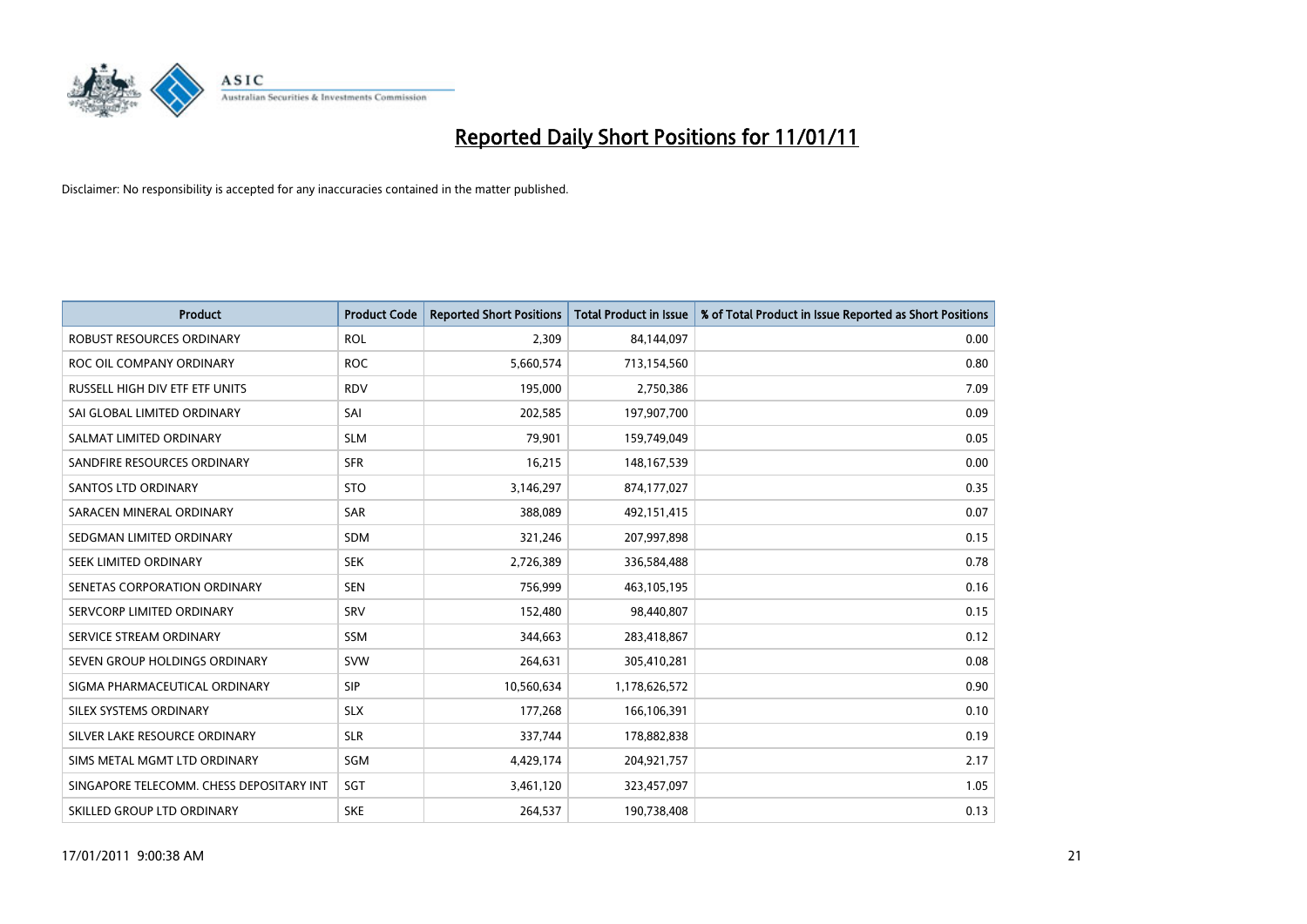# Reported Daily Short Positions for 11/01/11

Disclaimer: No responsibility is accepted for any inaccuracies contained in the matter published.

| Product | Product Code | Reported Short Positions | Total Product in Issue | % of Total Product in Issue Reported as Short Positions |
|---|---|---|---|---|
| ROBUST RESOURCES ORDINARY | ROL | 2,309 | 84,144,097 | 0.00 |
| ROC OIL COMPANY ORDINARY | ROC | 5,660,574 | 713,154,560 | 0.80 |
| RUSSELL HIGH DIV ETF ETF UNITS | RDV | 195,000 | 2,750,386 | 7.09 |
| SAI GLOBAL LIMITED ORDINARY | SAI | 202,585 | 197,907,700 | 0.09 |
| SALMAT LIMITED ORDINARY | SLM | 79,901 | 159,749,049 | 0.05 |
| SANDFIRE RESOURCES ORDINARY | SFR | 16,215 | 148,167,539 | 0.00 |
| SANTOS LTD ORDINARY | STO | 3,146,297 | 874,177,027 | 0.35 |
| SARACEN MINERAL ORDINARY | SAR | 388,089 | 492,151,415 | 0.07 |
| SEDGMAN LIMITED ORDINARY | SDM | 321,246 | 207,997,898 | 0.15 |
| SEEK LIMITED ORDINARY | SEK | 2,726,389 | 336,584,488 | 0.78 |
| SENETAS CORPORATION ORDINARY | SEN | 756,999 | 463,105,195 | 0.16 |
| SERVCORP LIMITED ORDINARY | SRV | 152,480 | 98,440,807 | 0.15 |
| SERVICE STREAM ORDINARY | SSM | 344,663 | 283,418,867 | 0.12 |
| SEVEN GROUP HOLDINGS ORDINARY | SVW | 264,631 | 305,410,281 | 0.08 |
| SIGMA PHARMACEUTICAL ORDINARY | SIP | 10,560,634 | 1,178,626,572 | 0.90 |
| SILEX SYSTEMS ORDINARY | SLX | 177,268 | 166,106,391 | 0.10 |
| SILVER LAKE RESOURCE ORDINARY | SLR | 337,744 | 178,882,838 | 0.19 |
| SIMS METAL MGMT LTD ORDINARY | SGM | 4,429,174 | 204,921,757 | 2.17 |
| SINGAPORE TELECOMM. CHESS DEPOSITARY INT | SGT | 3,461,120 | 323,457,097 | 1.05 |
| SKILLED GROUP LTD ORDINARY | SKE | 264,537 | 190,738,408 | 0.13 |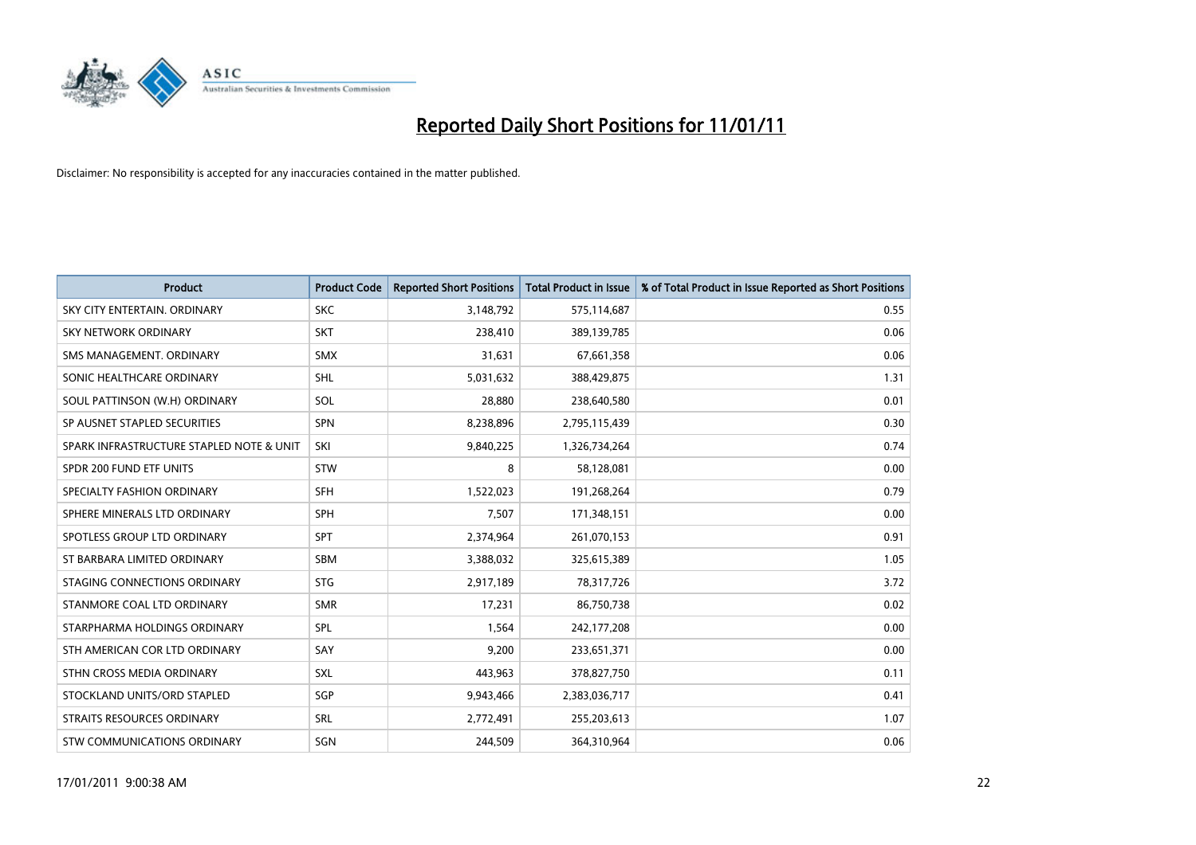# Reported Daily Short Positions for 11/01/11

Disclaimer: No responsibility is accepted for any inaccuracies contained in the matter published.

| Product | Product Code | Reported Short Positions | Total Product in Issue | % of Total Product in Issue Reported as Short Positions |
|---|---|---|---|---|
| SKY CITY ENTERTAIN. ORDINARY | SKC | 3,148,792 | 575,114,687 | 0.55 |
| SKY NETWORK ORDINARY | SKT | 238,410 | 389,139,785 | 0.06 |
| SMS MANAGEMENT. ORDINARY | SMX | 31,631 | 67,661,358 | 0.06 |
| SONIC HEALTHCARE ORDINARY | SHL | 5,031,632 | 388,429,875 | 1.31 |
| SOUL PATTINSON (W.H) ORDINARY | SOL | 28,880 | 238,640,580 | 0.01 |
| SP AUSNET STAPLED SECURITIES | SPN | 8,238,896 | 2,795,115,439 | 0.30 |
| SPARK INFRASTRUCTURE STAPLED NOTE & UNIT | SKI | 9,840,225 | 1,326,734,264 | 0.74 |
| SPDR 200 FUND ETF UNITS | STW | 8 | 58,128,081 | 0.00 |
| SPECIALTY FASHION ORDINARY | SFH | 1,522,023 | 191,268,264 | 0.79 |
| SPHERE MINERALS LTD ORDINARY | SPH | 7,507 | 171,348,151 | 0.00 |
| SPOTLESS GROUP LTD ORDINARY | SPT | 2,374,964 | 261,070,153 | 0.91 |
| ST BARBARA LIMITED ORDINARY | SBM | 3,388,032 | 325,615,389 | 1.05 |
| STAGING CONNECTIONS ORDINARY | STG | 2,917,189 | 78,317,726 | 3.72 |
| STANMORE COAL LTD ORDINARY | SMR | 17,231 | 86,750,738 | 0.02 |
| STARPHARMA HOLDINGS ORDINARY | SPL | 1,564 | 242,177,208 | 0.00 |
| STH AMERICAN COR LTD ORDINARY | SAY | 9,200 | 233,651,371 | 0.00 |
| STHN CROSS MEDIA ORDINARY | SXL | 443,963 | 378,827,750 | 0.11 |
| STOCKLAND UNITS/ORD STAPLED | SGP | 9,943,466 | 2,383,036,717 | 0.41 |
| STRAITS RESOURCES ORDINARY | SRL | 2,772,491 | 255,203,613 | 1.07 |
| STW COMMUNICATIONS ORDINARY | SGN | 244,509 | 364,310,964 | 0.06 |

17/01/2011 9:00:38 AM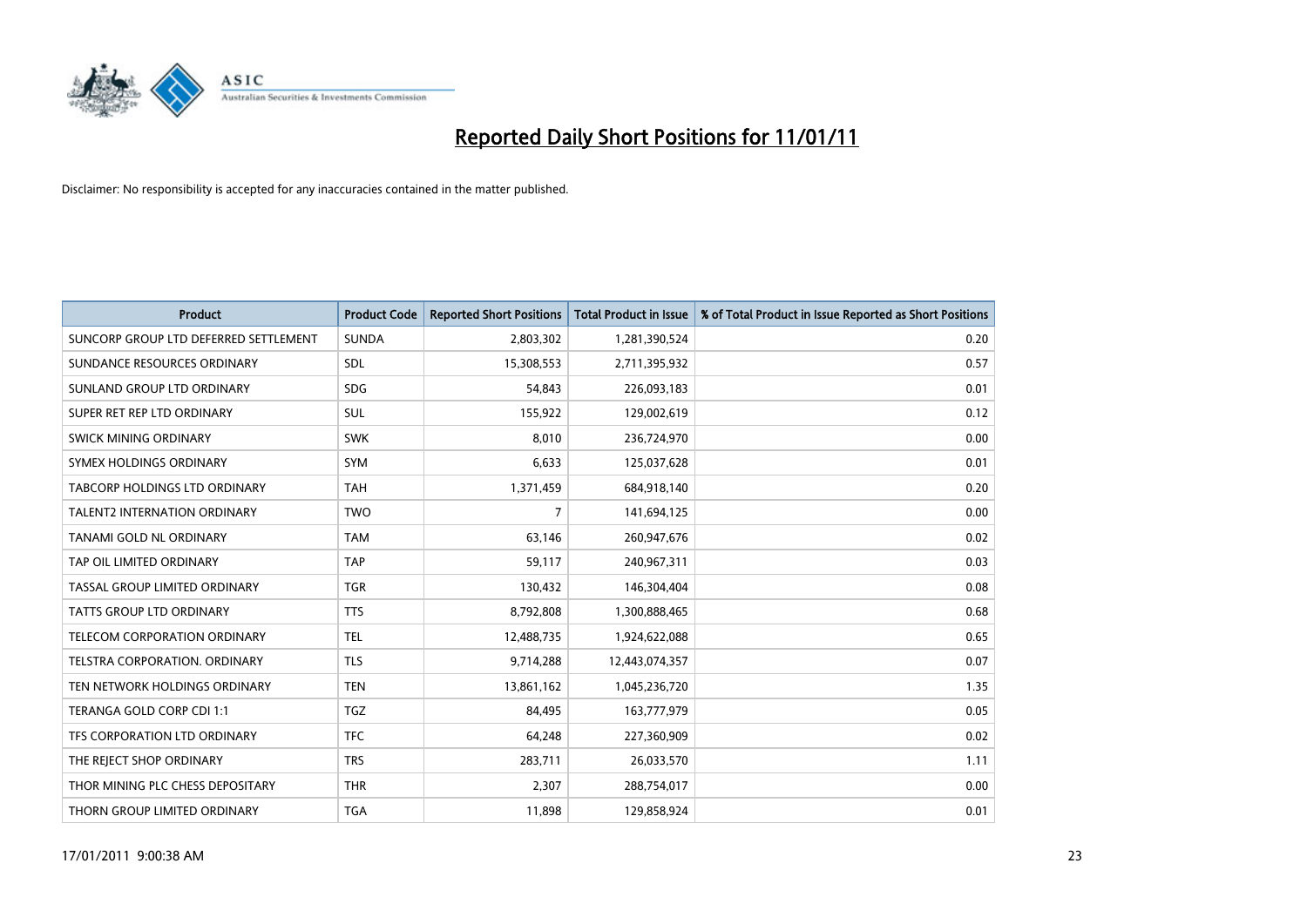# Reported Daily Short Positions for 11/01/11

Disclaimer: No responsibility is accepted for any inaccuracies contained in the matter published.

| Product | Product Code | Reported Short Positions | Total Product in Issue | % of Total Product in Issue Reported as Short Positions |
|---|---|---|---|---|
| SUNCORP GROUP LTD DEFERRED SETTLEMENT | SUNDA | 2,803,302 | 1,281,390,524 | 0.20 |
| SUNDANCE RESOURCES ORDINARY | SDL | 15,308,553 | 2,711,395,932 | 0.57 |
| SUNLAND GROUP LTD ORDINARY | SDG | 54,843 | 226,093,183 | 0.01 |
| SUPER RET REP LTD ORDINARY | SUL | 155,922 | 129,002,619 | 0.12 |
| SWICK MINING ORDINARY | SWK | 8,010 | 236,724,970 | 0.00 |
| SYMEX HOLDINGS ORDINARY | SYM | 6,633 | 125,037,628 | 0.01 |
| TABCORP HOLDINGS LTD ORDINARY | TAH | 1,371,459 | 684,918,140 | 0.20 |
| TALENT2 INTERNATION ORDINARY | TWO | 7 | 141,694,125 | 0.00 |
| TANAMI GOLD NL ORDINARY | TAM | 63,146 | 260,947,676 | 0.02 |
| TAP OIL LIMITED ORDINARY | TAP | 59,117 | 240,967,311 | 0.03 |
| TASSAL GROUP LIMITED ORDINARY | TGR | 130,432 | 146,304,404 | 0.08 |
| TATTS GROUP LTD ORDINARY | TTS | 8,792,808 | 1,300,888,465 | 0.68 |
| TELECOM CORPORATION ORDINARY | TEL | 12,488,735 | 1,924,622,088 | 0.65 |
| TELSTRA CORPORATION. ORDINARY | TLS | 9,714,288 | 12,443,074,357 | 0.07 |
| TEN NETWORK HOLDINGS ORDINARY | TEN | 13,861,162 | 1,045,236,720 | 1.35 |
| TERANGA GOLD CORP CDI 1:1 | TGZ | 84,495 | 163,777,979 | 0.05 |
| TFS CORPORATION LTD ORDINARY | TFC | 64,248 | 227,360,909 | 0.02 |
| THE REJECT SHOP ORDINARY | TRS | 283,711 | 26,033,570 | 1.11 |
| THOR MINING PLC CHESS DEPOSITARY | THR | 2,307 | 288,754,017 | 0.00 |
| THORN GROUP LIMITED ORDINARY | TGA | 11,898 | 129,858,924 | 0.01 |

17/01/2011 9:00:38 AM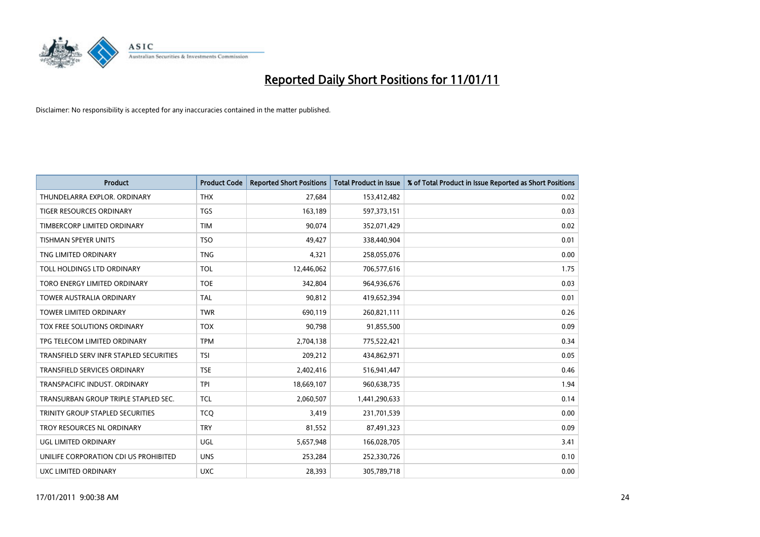# Reported Daily Short Positions for 11/01/11

Disclaimer: No responsibility is accepted for any inaccuracies contained in the matter published.

| Product | Product Code | Reported Short Positions | Total Product in Issue | % of Total Product in Issue Reported as Short Positions |
| --- | --- | --- | --- | --- |
| THUNDELARRA EXPLOR. ORDINARY | THX | 27,684 | 153,412,482 | 0.02 |
| TIGER RESOURCES ORDINARY | TGS | 163,189 | 597,373,151 | 0.03 |
| TIMBERCORP LIMITED ORDINARY | TIM | 90,074 | 352,071,429 | 0.02 |
| TISHMAN SPEYER UNITS | TSO | 49,427 | 338,440,904 | 0.01 |
| TNG LIMITED ORDINARY | TNG | 4,321 | 258,055,076 | 0.00 |
| TOLL HOLDINGS LTD ORDINARY | TOL | 12,446,062 | 706,577,616 | 1.75 |
| TORO ENERGY LIMITED ORDINARY | TOE | 342,804 | 964,936,676 | 0.03 |
| TOWER AUSTRALIA ORDINARY | TAL | 90,812 | 419,652,394 | 0.01 |
| TOWER LIMITED ORDINARY | TWR | 690,119 | 260,821,111 | 0.26 |
| TOX FREE SOLUTIONS ORDINARY | TOX | 90,798 | 91,855,500 | 0.09 |
| TPG TELECOM LIMITED ORDINARY | TPM | 2,704,138 | 775,522,421 | 0.34 |
| TRANSFIELD SERV INFR STAPLED SECURITIES | TSI | 209,212 | 434,862,971 | 0.05 |
| TRANSFIELD SERVICES ORDINARY | TSE | 2,402,416 | 516,941,447 | 0.46 |
| TRANSPACIFIC INDUST. ORDINARY | TPI | 18,669,107 | 960,638,735 | 1.94 |
| TRANSURBAN GROUP TRIPLE STAPLED SEC. | TCL | 2,060,507 | 1,441,290,633 | 0.14 |
| TRINITY GROUP STAPLED SECURITIES | TCQ | 3,419 | 231,701,539 | 0.00 |
| TROY RESOURCES NL ORDINARY | TRY | 81,552 | 87,491,323 | 0.09 |
| UGL LIMITED ORDINARY | UGL | 5,657,948 | 166,028,705 | 3.41 |
| UNILIFE CORPORATION CDI US PROHIBITED | UNS | 253,284 | 252,330,726 | 0.10 |
| UXC LIMITED ORDINARY | UXC | 28,393 | 305,789,718 | 0.00 |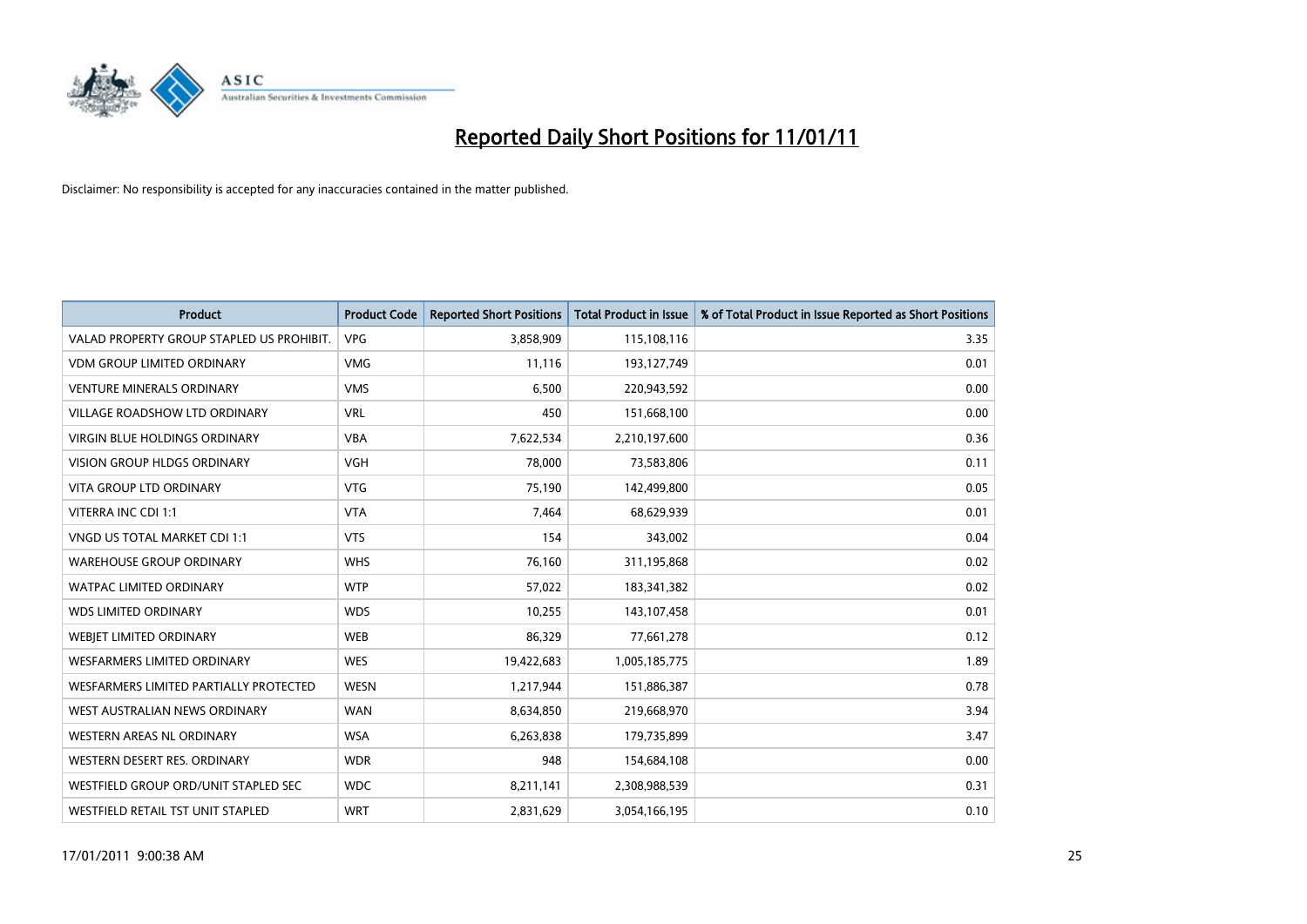# Reported Daily Short Positions for 11/01/11

Disclaimer: No responsibility is accepted for any inaccuracies contained in the matter published.

| Product | Product Code | Reported Short Positions | Total Product in Issue | % of Total Product in Issue Reported as Short Positions |
|---|---|---|---|---|
| VALAD PROPERTY GROUP STAPLED US PROHIBIT. | VPG | 3,858,909 | 115,108,116 | 3.35 |
| VDM GROUP LIMITED ORDINARY | VMG | 11,116 | 193,127,749 | 0.01 |
| VENTURE MINERALS ORDINARY | VMS | 6,500 | 220,943,592 | 0.00 |
| VILLAGE ROADSHOW LTD ORDINARY | VRL | 450 | 151,668,100 | 0.00 |
| VIRGIN BLUE HOLDINGS ORDINARY | VBA | 7,622,534 | 2,210,197,600 | 0.36 |
| VISION GROUP HLDGS ORDINARY | VGH | 78,000 | 73,583,806 | 0.11 |
| VITA GROUP LTD ORDINARY | VTG | 75,190 | 142,499,800 | 0.05 |
| VITERRA INC CDI 1:1 | VTA | 7,464 | 68,629,939 | 0.01 |
| VNGD US TOTAL MARKET CDI 1:1 | VTS | 154 | 343,002 | 0.04 |
| WAREHOUSE GROUP ORDINARY | WHS | 76,160 | 311,195,868 | 0.02 |
| WATPAC LIMITED ORDINARY | WTP | 57,022 | 183,341,382 | 0.02 |
| WDS LIMITED ORDINARY | WDS | 10,255 | 143,107,458 | 0.01 |
| WEBJET LIMITED ORDINARY | WEB | 86,329 | 77,661,278 | 0.12 |
| WESFARMERS LIMITED ORDINARY | WES | 19,422,683 | 1,005,185,775 | 1.89 |
| WESFARMERS LIMITED PARTIALLY PROTECTED | WESN | 1,217,944 | 151,886,387 | 0.78 |
| WEST AUSTRALIAN NEWS ORDINARY | WAN | 8,634,850 | 219,668,970 | 3.94 |
| WESTERN AREAS NL ORDINARY | WSA | 6,263,838 | 179,735,899 | 3.47 |
| WESTERN DESERT RES. ORDINARY | WDR | 948 | 154,684,108 | 0.00 |
| WESTFIELD GROUP ORD/UNIT STAPLED SEC | WDC | 8,211,141 | 2,308,988,539 | 0.31 |
| WESTFIELD RETAIL TST UNIT STAPLED | WRT | 2,831,629 | 3,054,166,195 | 0.10 |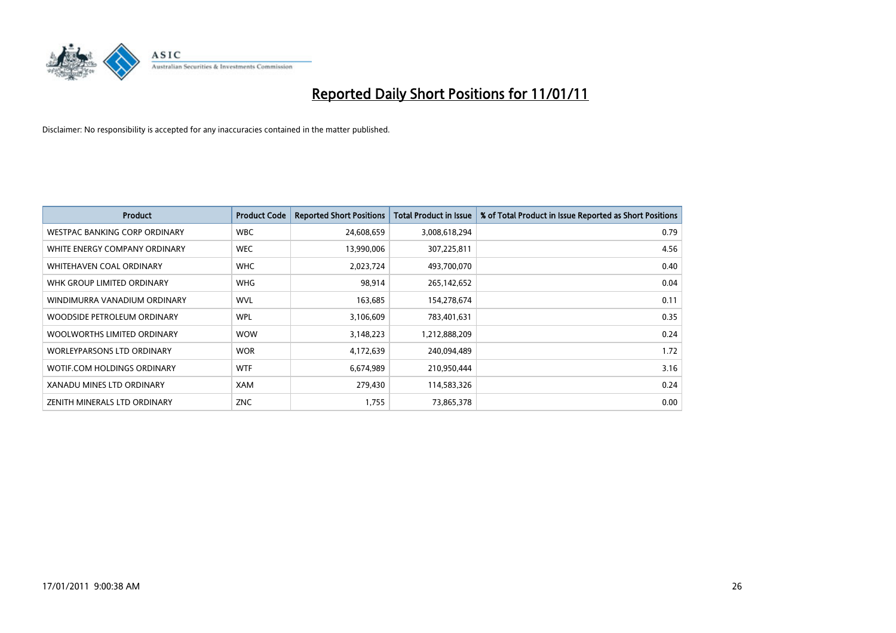# Reported Daily Short Positions for 11/01/11

Disclaimer: No responsibility is accepted for any inaccuracies contained in the matter published.

| Product | Product Code | Reported Short Positions | Total Product in Issue | % of Total Product in Issue Reported as Short Positions |
|---|---|---|---|---|
| WESTPAC BANKING CORP ORDINARY | WBC | 24,608,659 | 3,008,618,294 | 0.79 |
| WHITE ENERGY COMPANY ORDINARY | WEC | 13,990,006 | 307,225,811 | 4.56 |
| WHITEHAVEN COAL ORDINARY | WHC | 2,023,724 | 493,700,070 | 0.40 |
| WHK GROUP LIMITED ORDINARY | WHG | 98,914 | 265,142,652 | 0.04 |
| WINDIMURRA VANADIUM ORDINARY | WVL | 163,685 | 154,278,674 | 0.11 |
| WOODSIDE PETROLEUM ORDINARY | WPL | 3,106,609 | 783,401,631 | 0.35 |
| WOOLWORTHS LIMITED ORDINARY | WOW | 3,148,223 | 1,212,888,209 | 0.24 |
| WORLEYPARSONS LTD ORDINARY | WOR | 4,172,639 | 240,094,489 | 1.72 |
| WOTIF.COM HOLDINGS ORDINARY | WTF | 6,674,989 | 210,950,444 | 3.16 |
| XANADU MINES LTD ORDINARY | XAM | 279,430 | 114,583,326 | 0.24 |
| ZENITH MINERALS LTD ORDINARY | ZNC | 1,755 | 73,865,378 | 0.00 |